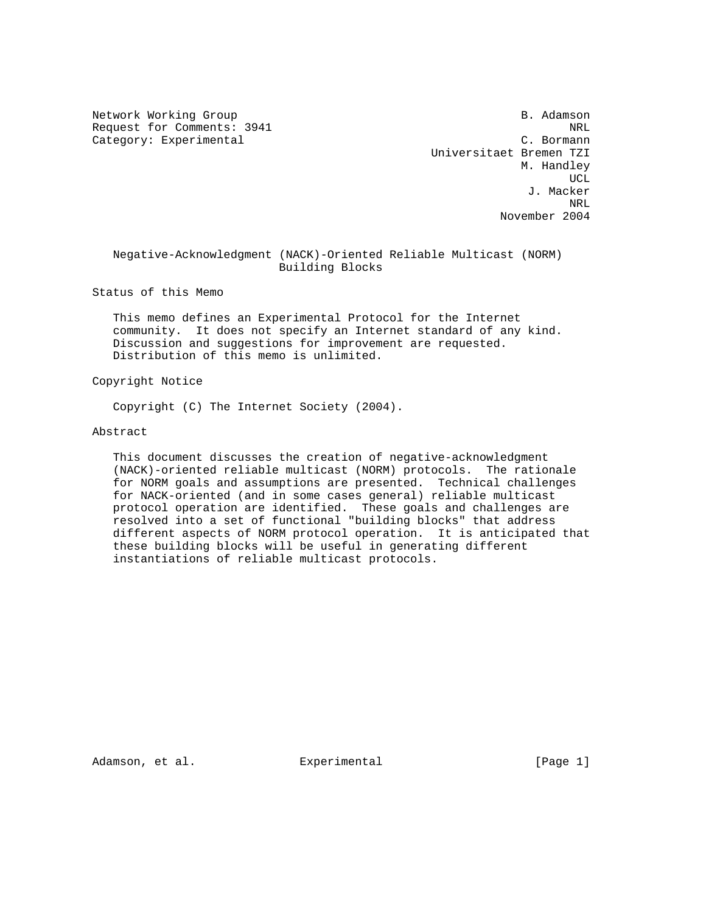Network Working Group B. Adamson
Request for Comments: 3941 NRL
Category: Experimental C. Bormann
Universitaet Bremen TZI
M. Handley
UCL
J. Macker
NRL
November 2004

# Negative-Acknowledgment (NACK)-Oriented Reliable Multicast (NORM) Building Blocks

## Status of this Memo

This memo defines an Experimental Protocol for the Internet community. It does not specify an Internet standard of any kind. Discussion and suggestions for improvement are requested. Distribution of this memo is unlimited.

## Copyright Notice

Copyright (C) The Internet Society (2004).

## Abstract

This document discusses the creation of negative-acknowledgment (NACK)-oriented reliable multicast (NORM) protocols. The rationale for NORM goals and assumptions are presented. Technical challenges for NACK-oriented (and in some cases general) reliable multicast protocol operation are identified. These goals and challenges are resolved into a set of functional "building blocks" that address different aspects of NORM protocol operation. It is anticipated that these building blocks will be useful in generating different instantiations of reliable multicast protocols.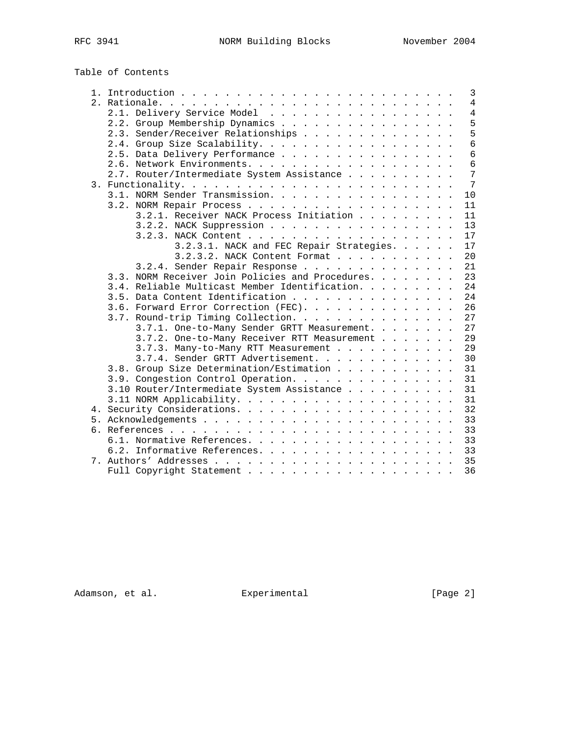Table of Contents

```
   1. Introduction . . . . . . . . . . . . . . . . . . . . . . . . .  3
   2. Rationale. . . . . . . . . . . . . . . . . . . . . . . . . . .  4
      2.1. Delivery Service Model  . . . . . . . . . . . . . . . . .  4
      2.2. Group Membership Dynamics . . . . . . . . . . . . . . . .  5
      2.3. Sender/Receiver Relationships . . . . . . . . . . . . . .  5
      2.4. Group Size Scalability. . . . . . . . . . . . . . . . . .  6
      2.5. Data Delivery Performance . . . . . . . . . . . . . . . .  6
      2.6. Network Environments. . . . . . . . . . . . . . . . . . .  6
      2.7. Router/Intermediate System Assistance . . . . . . . . . .  7
   3. Functionality. . . . . . . . . . . . . . . . . . . . . . . . .  7
      3.1. NORM Sender Transmission. . . . . . . . . . . . . . . . . 10
      3.2. NORM Repair Process . . . . . . . . . . . . . . . . . . . 11
           3.2.1. Receiver NACK Process Initiation . . . . . . . . . 11
           3.2.2. NACK Suppression . . . . . . . . . . . . . . . . . 13
           3.2.3. NACK Content . . . . . . . . . . . . . . . . . . . 17
                  3.2.3.1. NACK and FEC Repair Strategies. . . . . . 17
                  3.2.3.2. NACK Content Format . . . . . . . . . . . 20
           3.2.4. Sender Repair Response . . . . . . . . . . . . . . 21
      3.3. NORM Receiver Join Policies and Procedures. . . . . . . . 23
      3.4. Reliable Multicast Member Identification. . . . . . . . . 24
      3.5. Data Content Identification . . . . . . . . . . . . . . . 24
      3.6. Forward Error Correction (FEC). . . . . . . . . . . . . . 26
      3.7. Round-trip Timing Collection. . . . . . . . . . . . . . . 27
           3.7.1. One-to-Many Sender GRTT Measurement. . . . . . . . 27
           3.7.2. One-to-Many Receiver RTT Measurement . . . . . . . 29
           3.7.3. Many-to-Many RTT Measurement . . . . . . . . . . . 29
           3.7.4. Sender GRTT Advertisement. . . . . . . . . . . . . 30
      3.8. Group Size Determination/Estimation . . . . . . . . . . . 31
      3.9. Congestion Control Operation. . . . . . . . . . . . . . . 31
      3.10 Router/Intermediate System Assistance . . . . . . . . . . 31
      3.11 NORM Applicability. . . . . . . . . . . . . . . . . . . . 31
   4. Security Considerations. . . . . . . . . . . . . . . . . . . . 32
   5. Acknowledgements . . . . . . . . . . . . . . . . . . . . . . . 33
   6. References . . . . . . . . . . . . . . . . . . . . . . . . . . 33
      6.1. Normative References. . . . . . . . . . . . . . . . . . . 33
      6.2. Informative References. . . . . . . . . . . . . . . . . . 33
   7. Authors' Addresses . . . . . . . . . . . . . . . . . . . . . . 35
      Full Copyright Statement . . . . . . . . . . . . . . . . . . . 36
```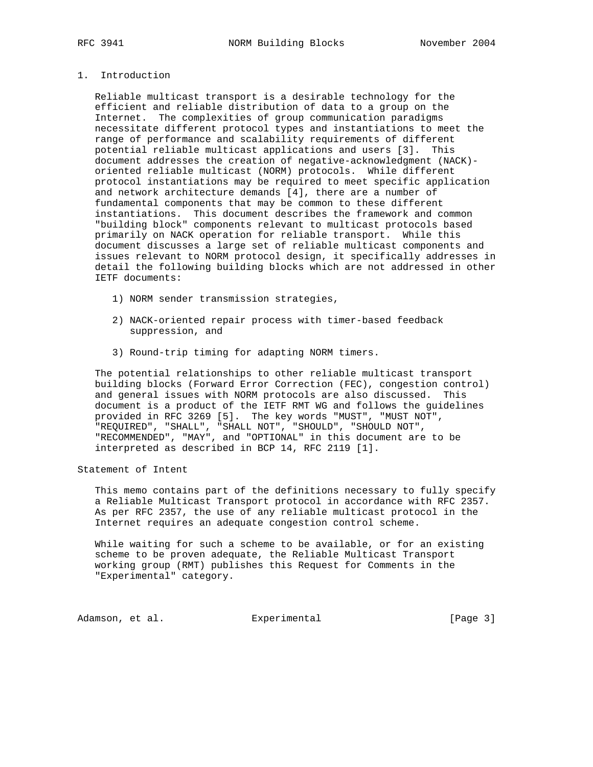# 1. Introduction

Reliable multicast transport is a desirable technology for the efficient and reliable distribution of data to a group on the Internet. The complexities of group communication paradigms necessitate different protocol types and instantiations to meet the range of performance and scalability requirements of different potential reliable multicast applications and users [3]. This document addresses the creation of negative-acknowledgment (NACK)-oriented reliable multicast (NORM) protocols. While different protocol instantiations may be required to meet specific application and network architecture demands [4], there are a number of fundamental components that may be common to these different instantiations. This document describes the framework and common "building block" components relevant to multicast protocols based primarily on NACK operation for reliable transport. While this document discusses a large set of reliable multicast components and issues relevant to NORM protocol design, it specifically addresses in detail the following building blocks which are not addressed in other IETF documents:

1) NORM sender transmission strategies,

2) NACK-oriented repair process with timer-based feedback suppression, and

3) Round-trip timing for adapting NORM timers.

The potential relationships to other reliable multicast transport building blocks (Forward Error Correction (FEC), congestion control) and general issues with NORM protocols are also discussed. This document is a product of the IETF RMT WG and follows the guidelines provided in RFC 3269 [5]. The key words "MUST", "MUST NOT", "REQUIRED", "SHALL", "SHALL NOT", "SHOULD", "SHOULD NOT", "RECOMMENDED", "MAY", and "OPTIONAL" in this document are to be interpreted as described in BCP 14, RFC 2119 [1].

## Statement of Intent

This memo contains part of the definitions necessary to fully specify a Reliable Multicast Transport protocol in accordance with RFC 2357. As per RFC 2357, the use of any reliable multicast protocol in the Internet requires an adequate congestion control scheme.

While waiting for such a scheme to be available, or for an existing scheme to be proven adequate, the Reliable Multicast Transport working group (RMT) publishes this Request for Comments in the "Experimental" category.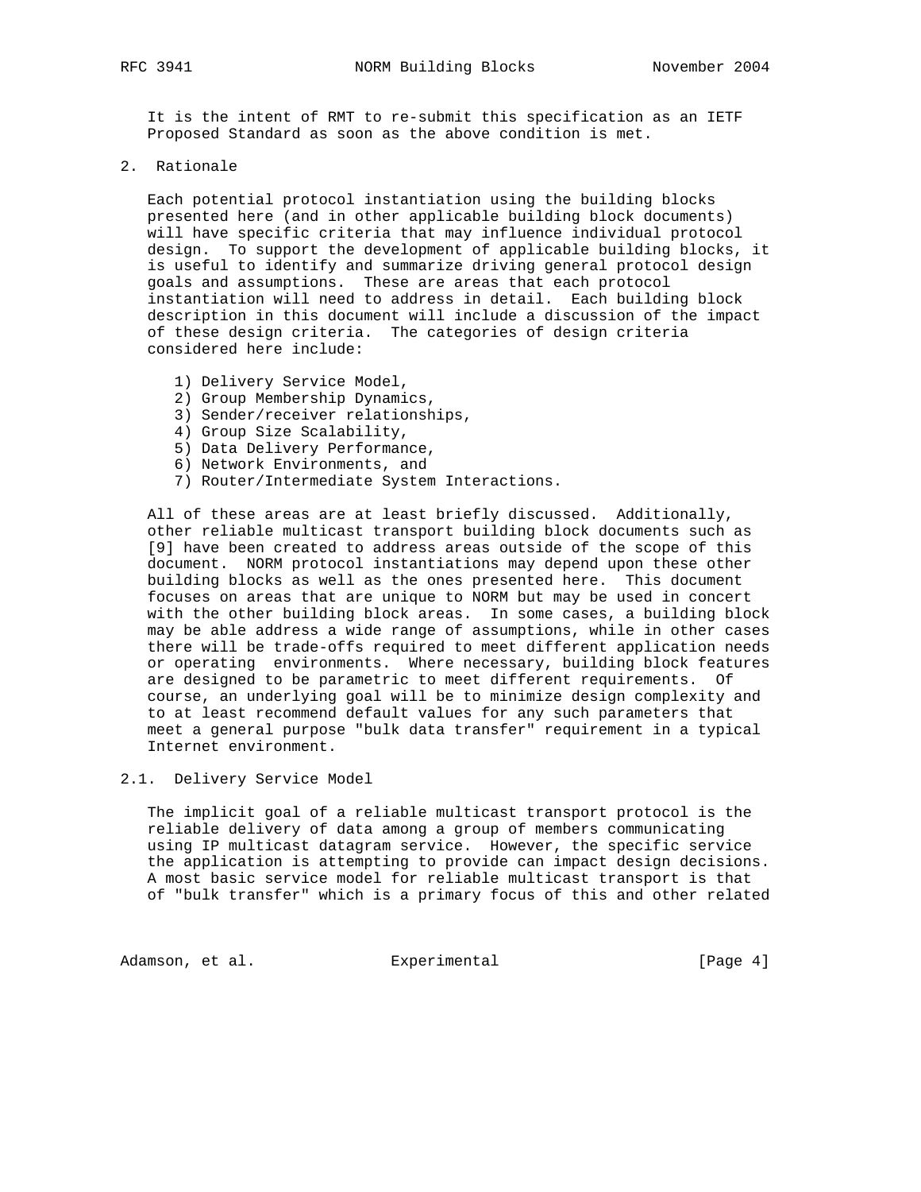It is the intent of RMT to re-submit this specification as an IETF Proposed Standard as soon as the above condition is met.

## 2. Rationale

Each potential protocol instantiation using the building blocks presented here (and in other applicable building block documents) will have specific criteria that may influence individual protocol design. To support the development of applicable building blocks, it is useful to identify and summarize driving general protocol design goals and assumptions. These are areas that each protocol instantiation will need to address in detail. Each building block description in this document will include a discussion of the impact of these design criteria. The categories of design criteria considered here include:

1) Delivery Service Model,
2) Group Membership Dynamics,
3) Sender/receiver relationships,
4) Group Size Scalability,
5) Data Delivery Performance,
6) Network Environments, and
7) Router/Intermediate System Interactions.

All of these areas are at least briefly discussed. Additionally, other reliable multicast transport building block documents such as [9] have been created to address areas outside of the scope of this document. NORM protocol instantiations may depend upon these other building blocks as well as the ones presented here. This document focuses on areas that are unique to NORM but may be used in concert with the other building block areas. In some cases, a building block may be able address a wide range of assumptions, while in other cases there will be trade-offs required to meet different application needs or operating environments. Where necessary, building block features are designed to be parametric to meet different requirements. Of course, an underlying goal will be to minimize design complexity and to at least recommend default values for any such parameters that meet a general purpose "bulk data transfer" requirement in a typical Internet environment.

### 2.1. Delivery Service Model

The implicit goal of a reliable multicast transport protocol is the reliable delivery of data among a group of members communicating using IP multicast datagram service. However, the specific service the application is attempting to provide can impact design decisions. A most basic service model for reliable multicast transport is that of "bulk transfer" which is a primary focus of this and other related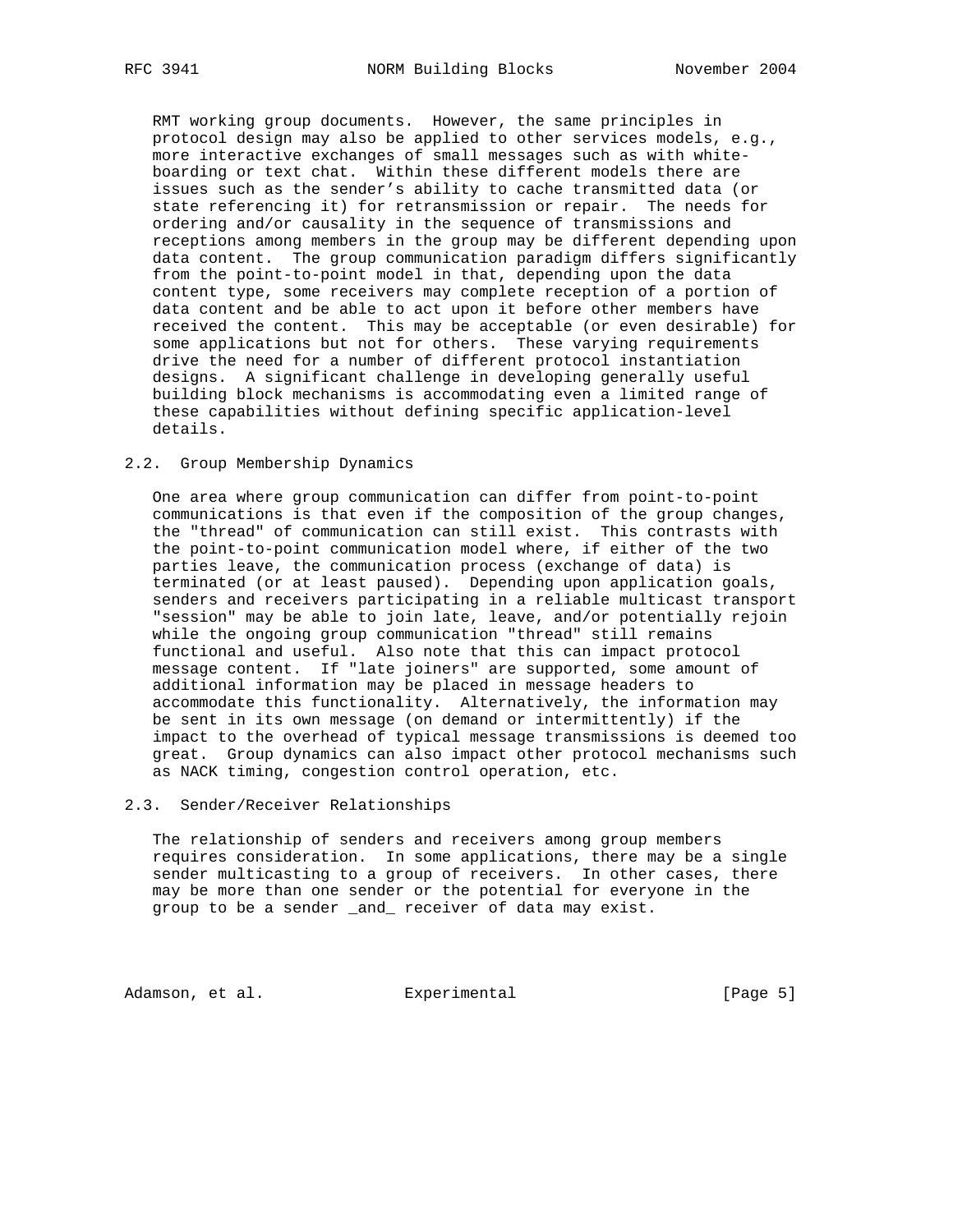RMT working group documents. However, the same principles in protocol design may also be applied to other services models, e.g., more interactive exchanges of small messages such as with white-boarding or text chat. Within these different models there are issues such as the sender's ability to cache transmitted data (or state referencing it) for retransmission or repair. The needs for ordering and/or causality in the sequence of transmissions and receptions among members in the group may be different depending upon data content. The group communication paradigm differs significantly from the point-to-point model in that, depending upon the data content type, some receivers may complete reception of a portion of data content and be able to act upon it before other members have received the content. This may be acceptable (or even desirable) for some applications but not for others. These varying requirements drive the need for a number of different protocol instantiation designs. A significant challenge in developing generally useful building block mechanisms is accommodating even a limited range of these capabilities without defining specific application-level details.

## 2.2. Group Membership Dynamics

One area where group communication can differ from point-to-point communications is that even if the composition of the group changes, the "thread" of communication can still exist. This contrasts with the point-to-point communication model where, if either of the two parties leave, the communication process (exchange of data) is terminated (or at least paused). Depending upon application goals, senders and receivers participating in a reliable multicast transport "session" may be able to join late, leave, and/or potentially rejoin while the ongoing group communication "thread" still remains functional and useful. Also note that this can impact protocol message content. If "late joiners" are supported, some amount of additional information may be placed in message headers to accommodate this functionality. Alternatively, the information may be sent in its own message (on demand or intermittently) if the impact to the overhead of typical message transmissions is deemed too great. Group dynamics can also impact other protocol mechanisms such as NACK timing, congestion control operation, etc.

## 2.3. Sender/Receiver Relationships

The relationship of senders and receivers among group members requires consideration. In some applications, there may be a single sender multicasting to a group of receivers. In other cases, there may be more than one sender or the potential for everyone in the group to be a sender _and_ receiver of data may exist.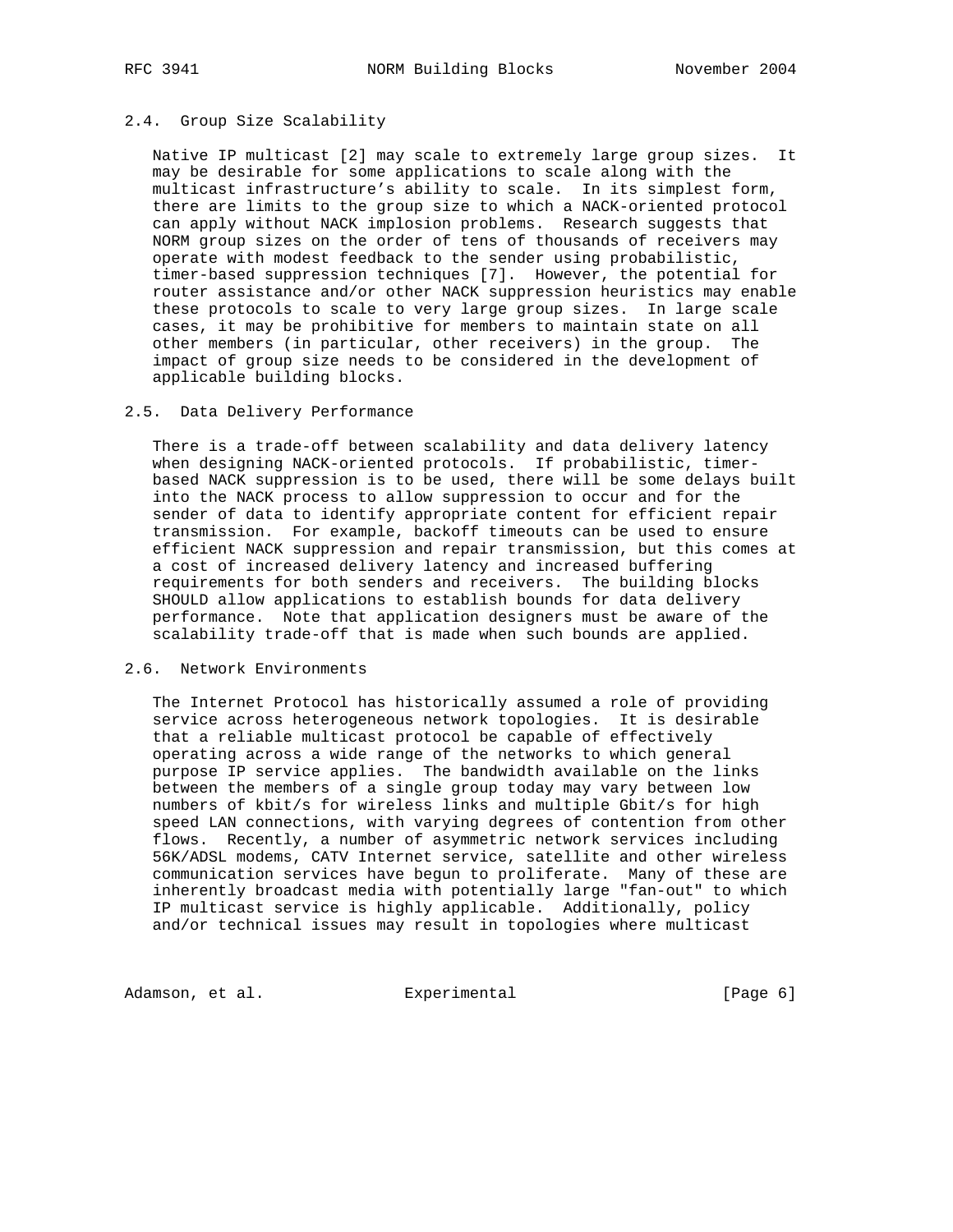### 2.4. Group Size Scalability

Native IP multicast [2] may scale to extremely large group sizes. It may be desirable for some applications to scale along with the multicast infrastructure's ability to scale. In its simplest form, there are limits to the group size to which a NACK-oriented protocol can apply without NACK implosion problems. Research suggests that NORM group sizes on the order of tens of thousands of receivers may operate with modest feedback to the sender using probabilistic, timer-based suppression techniques [7]. However, the potential for router assistance and/or other NACK suppression heuristics may enable these protocols to scale to very large group sizes. In large scale cases, it may be prohibitive for members to maintain state on all other members (in particular, other receivers) in the group. The impact of group size needs to be considered in the development of applicable building blocks.

### 2.5. Data Delivery Performance

There is a trade-off between scalability and data delivery latency when designing NACK-oriented protocols. If probabilistic, timer-based NACK suppression is to be used, there will be some delays built into the NACK process to allow suppression to occur and for the sender of data to identify appropriate content for efficient repair transmission. For example, backoff timeouts can be used to ensure efficient NACK suppression and repair transmission, but this comes at a cost of increased delivery latency and increased buffering requirements for both senders and receivers. The building blocks SHOULD allow applications to establish bounds for data delivery performance. Note that application designers must be aware of the scalability trade-off that is made when such bounds are applied.

### 2.6. Network Environments

The Internet Protocol has historically assumed a role of providing service across heterogeneous network topologies. It is desirable that a reliable multicast protocol be capable of effectively operating across a wide range of the networks to which general purpose IP service applies. The bandwidth available on the links between the members of a single group today may vary between low numbers of kbit/s for wireless links and multiple Gbit/s for high speed LAN connections, with varying degrees of contention from other flows. Recently, a number of asymmetric network services including 56K/ADSL modems, CATV Internet service, satellite and other wireless communication services have begun to proliferate. Many of these are inherently broadcast media with potentially large "fan-out" to which IP multicast service is highly applicable. Additionally, policy and/or technical issues may result in topologies where multicast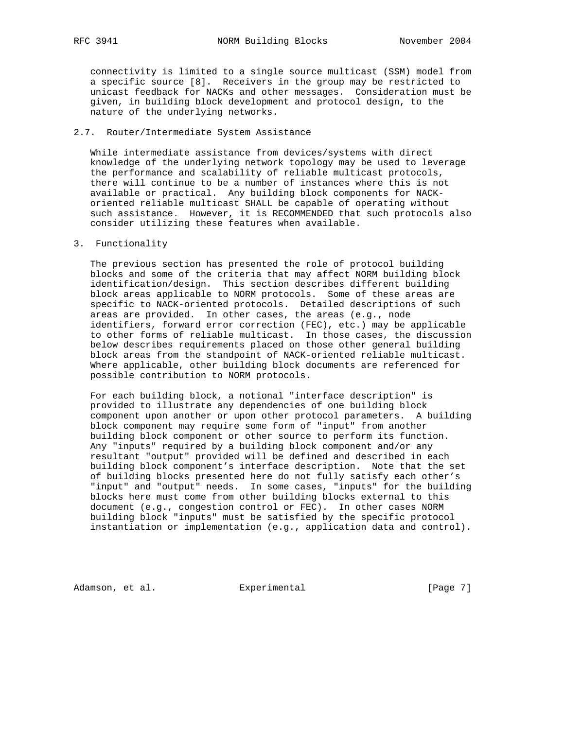connectivity is limited to a single source multicast (SSM) model from a specific source [8]. Receivers in the group may be restricted to unicast feedback for NACKs and other messages. Consideration must be given, in building block development and protocol design, to the nature of the underlying networks.

### 2.7. Router/Intermediate System Assistance

While intermediate assistance from devices/systems with direct knowledge of the underlying network topology may be used to leverage the performance and scalability of reliable multicast protocols, there will continue to be a number of instances where this is not available or practical. Any building block components for NACK-oriented reliable multicast SHALL be capable of operating without such assistance. However, it is RECOMMENDED that such protocols also consider utilizing these features when available.

## 3. Functionality

The previous section has presented the role of protocol building blocks and some of the criteria that may affect NORM building block identification/design. This section describes different building block areas applicable to NORM protocols. Some of these areas are specific to NACK-oriented protocols. Detailed descriptions of such areas are provided. In other cases, the areas (e.g., node identifiers, forward error correction (FEC), etc.) may be applicable to other forms of reliable multicast. In those cases, the discussion below describes requirements placed on those other general building block areas from the standpoint of NACK-oriented reliable multicast. Where applicable, other building block documents are referenced for possible contribution to NORM protocols.

For each building block, a notional "interface description" is provided to illustrate any dependencies of one building block component upon another or upon other protocol parameters. A building block component may require some form of "input" from another building block component or other source to perform its function. Any "inputs" required by a building block component and/or any resultant "output" provided will be defined and described in each building block component's interface description. Note that the set of building blocks presented here do not fully satisfy each other's "input" and "output" needs. In some cases, "inputs" for the building blocks here must come from other building blocks external to this document (e.g., congestion control or FEC). In other cases NORM building block "inputs" must be satisfied by the specific protocol instantiation or implementation (e.g., application data and control).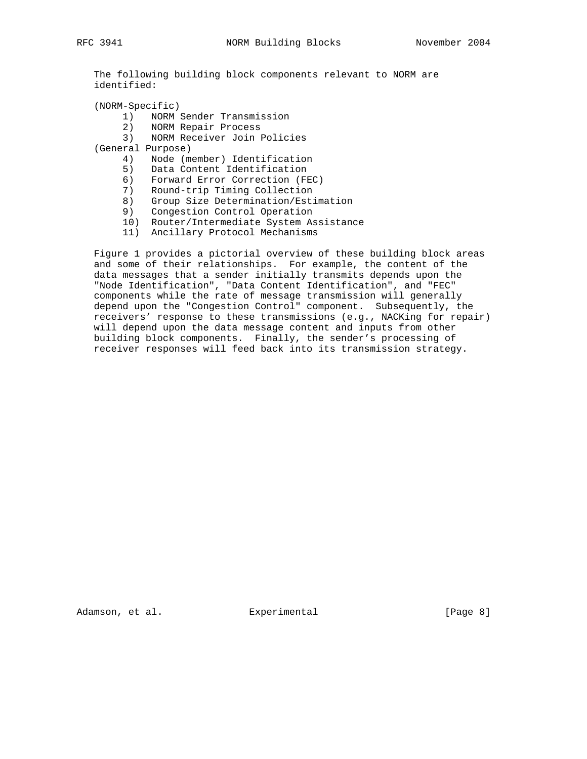The following building block components relevant to NORM are identified:

(NORM-Specific)

1) NORM Sender Transmission
2) NORM Repair Process
3) NORM Receiver Join Policies

(General Purpose)

4) Node (member) Identification
5) Data Content Identification
6) Forward Error Correction (FEC)
7) Round-trip Timing Collection
8) Group Size Determination/Estimation
9) Congestion Control Operation
10) Router/Intermediate System Assistance
11) Ancillary Protocol Mechanisms

Figure 1 provides a pictorial overview of these building block areas and some of their relationships. For example, the content of the data messages that a sender initially transmits depends upon the "Node Identification", "Data Content Identification", and "FEC" components while the rate of message transmission will generally depend upon the "Congestion Control" component. Subsequently, the receivers' response to these transmissions (e.g., NACKing for repair) will depend upon the data message content and inputs from other building block components. Finally, the sender's processing of receiver responses will feed back into its transmission strategy.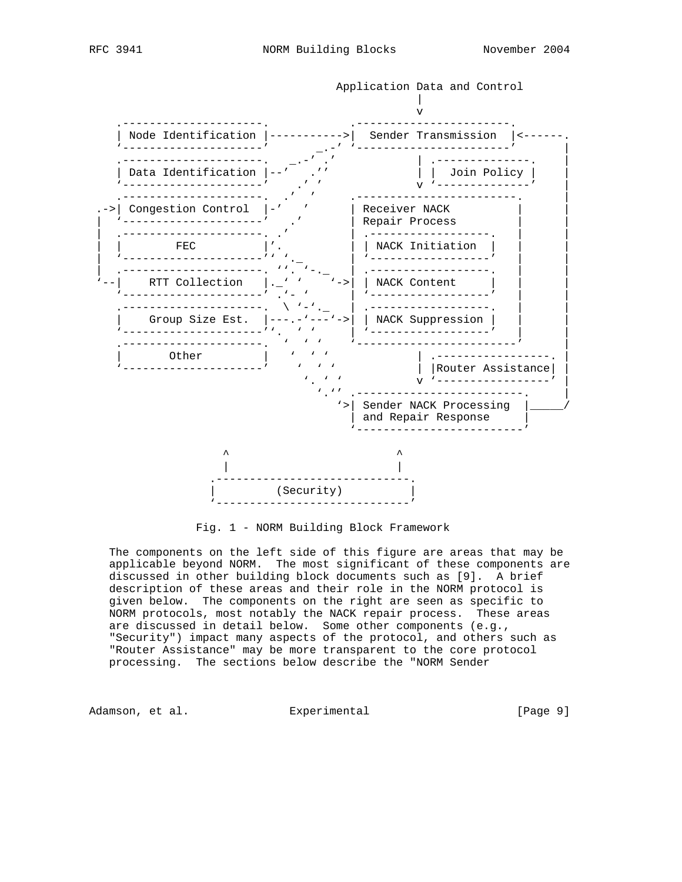```
                                     Application Data and Control
                                                  |
                                                  v
     .---------------------.           .-----------------------.
     | Node Identification |----------->|  Sender Transmission  |<------.
     `---------------------'        _.-' `-----------------------'       |
     .---------------------.    _.-' .'           | .---------------.    |
     | Data Identification |--'    .''             | |  Join Policy |    |
     `---------------------'     .' '              v `---------------'    |
     .---------------------.   .'  '         .------------------------.  |
   .->| Congestion Control  |-'   '          | Receiver NACK          |  |
   |  `---------------------'   .'           | Repair Process         |  |
   |  .---------------------. .'             | .------------------.   |  |
   |  |         FEC         |'.              | | NACK Initiation  |   |  |
   |  `---------------------'' '._           | `------------------'   |  |
   |  .---------------------. ''. `-._       | .------------------.   |  |
   `--|    RTT Collection   |._' '    `->| | NACK Content     |   |  |
      `---------------------' .'- '      | `------------------'   |  |
      .---------------------.  \ '-'._   | .------------------.   |  |
      |    Group Size Est.  |---.-'---'->| | NACK Suppression |   |  |
      `---------------------''.  ' '     | `------------------'   |  |
      .---------------------.   '  ' '   `------------------------'   |
      |        Other        |   '  ' '            | .-----------------. |
      `---------------------'    '  ' '           | |Router Assistance| |
                                  '. ' '          v `-----------------' |
                                    '.''  .------------------------.    |
                                       `>| Sender NACK Processing  |_____/
                                         | and Repair Response     |
                                         `------------------------'

                      ^                        ^
                      |                        |
                   .-----------------------------.
                   |          (Security)         |
                   `-----------------------------'
```

Fig. 1 - NORM Building Block Framework

The components on the left side of this figure are areas that may be applicable beyond NORM. The most significant of these components are discussed in other building block documents such as [9]. A brief description of these areas and their role in the NORM protocol is given below. The components on the right are seen as specific to NORM protocols, most notably the NACK repair process. These areas are discussed in detail below. Some other components (e.g., "Security") impact many aspects of the protocol, and others such as "Router Assistance" may be more transparent to the core protocol processing. The sections below describe the "NORM Sender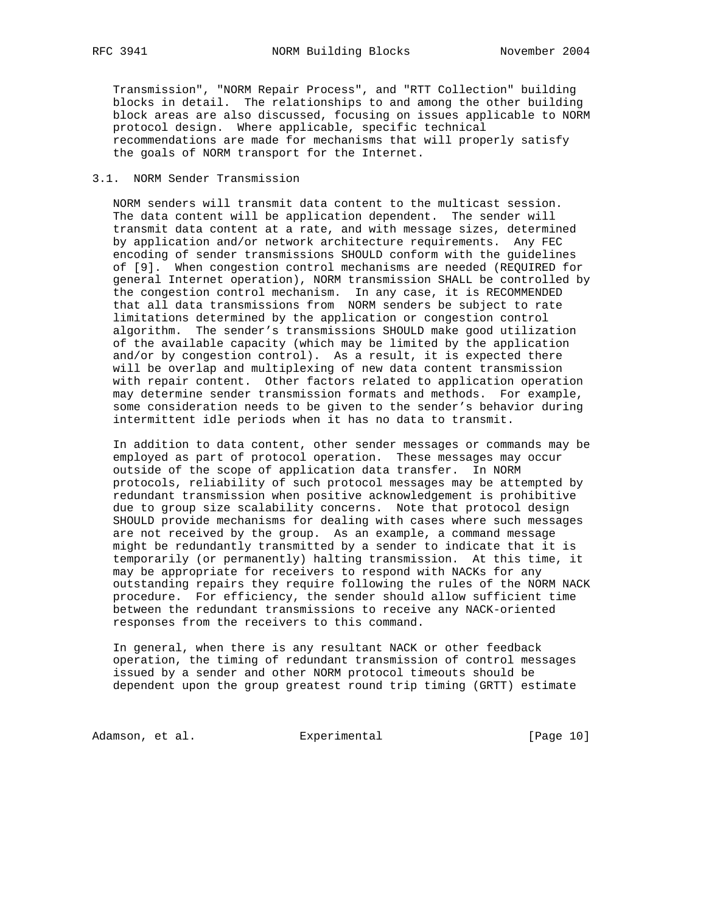Transmission", "NORM Repair Process", and "RTT Collection" building blocks in detail. The relationships to and among the other building block areas are also discussed, focusing on issues applicable to NORM protocol design. Where applicable, specific technical recommendations are made for mechanisms that will properly satisfy the goals of NORM transport for the Internet.

### 3.1. NORM Sender Transmission

NORM senders will transmit data content to the multicast session. The data content will be application dependent. The sender will transmit data content at a rate, and with message sizes, determined by application and/or network architecture requirements. Any FEC encoding of sender transmissions SHOULD conform with the guidelines of [9]. When congestion control mechanisms are needed (REQUIRED for general Internet operation), NORM transmission SHALL be controlled by the congestion control mechanism. In any case, it is RECOMMENDED that all data transmissions from NORM senders be subject to rate limitations determined by the application or congestion control algorithm. The sender's transmissions SHOULD make good utilization of the available capacity (which may be limited by the application and/or by congestion control). As a result, it is expected there will be overlap and multiplexing of new data content transmission with repair content. Other factors related to application operation may determine sender transmission formats and methods. For example, some consideration needs to be given to the sender's behavior during intermittent idle periods when it has no data to transmit.

In addition to data content, other sender messages or commands may be employed as part of protocol operation. These messages may occur outside of the scope of application data transfer. In NORM protocols, reliability of such protocol messages may be attempted by redundant transmission when positive acknowledgement is prohibitive due to group size scalability concerns. Note that protocol design SHOULD provide mechanisms for dealing with cases where such messages are not received by the group. As an example, a command message might be redundantly transmitted by a sender to indicate that it is temporarily (or permanently) halting transmission. At this time, it may be appropriate for receivers to respond with NACKs for any outstanding repairs they require following the rules of the NORM NACK procedure. For efficiency, the sender should allow sufficient time between the redundant transmissions to receive any NACK-oriented responses from the receivers to this command.

In general, when there is any resultant NACK or other feedback operation, the timing of redundant transmission of control messages issued by a sender and other NORM protocol timeouts should be dependent upon the group greatest round trip timing (GRTT) estimate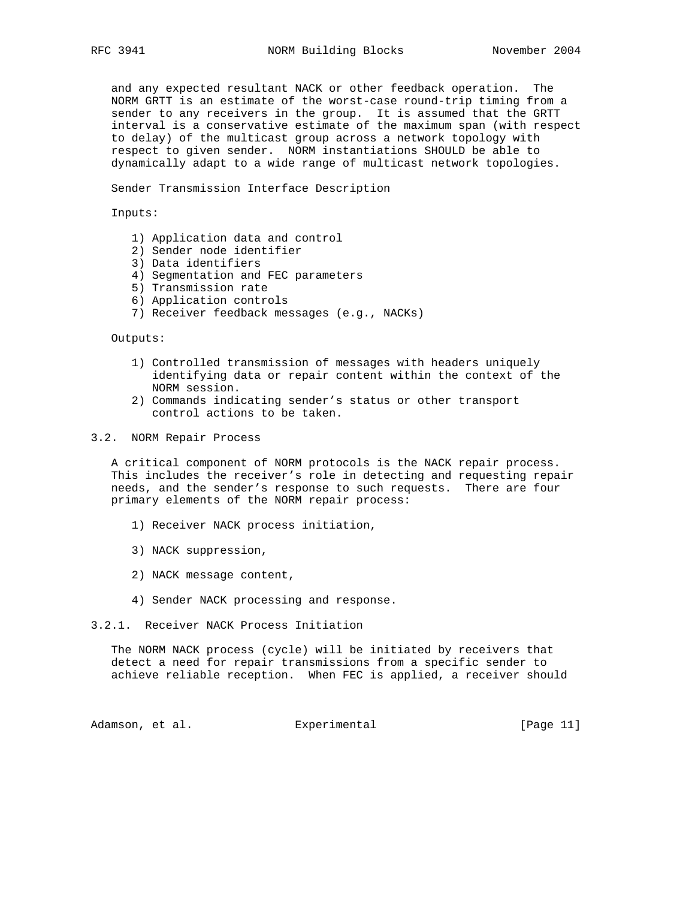and any expected resultant NACK or other feedback operation. The NORM GRTT is an estimate of the worst-case round-trip timing from a sender to any receivers in the group. It is assumed that the GRTT interval is a conservative estimate of the maximum span (with respect to delay) of the multicast group across a network topology with respect to given sender. NORM instantiations SHOULD be able to dynamically adapt to a wide range of multicast network topologies.

Sender Transmission Interface Description

Inputs:

1) Application data and control
2) Sender node identifier
3) Data identifiers
4) Segmentation and FEC parameters
5) Transmission rate
6) Application controls
7) Receiver feedback messages (e.g., NACKs)

Outputs:

1) Controlled transmission of messages with headers uniquely identifying data or repair content within the context of the NORM session.
2) Commands indicating sender's status or other transport control actions to be taken.

### 3.2. NORM Repair Process

A critical component of NORM protocols is the NACK repair process. This includes the receiver's role in detecting and requesting repair needs, and the sender's response to such requests. There are four primary elements of the NORM repair process:

1) Receiver NACK process initiation,

3) NACK suppression,

2) NACK message content,

4) Sender NACK processing and response.

#### 3.2.1. Receiver NACK Process Initiation

The NORM NACK process (cycle) will be initiated by receivers that detect a need for repair transmissions from a specific sender to achieve reliable reception. When FEC is applied, a receiver should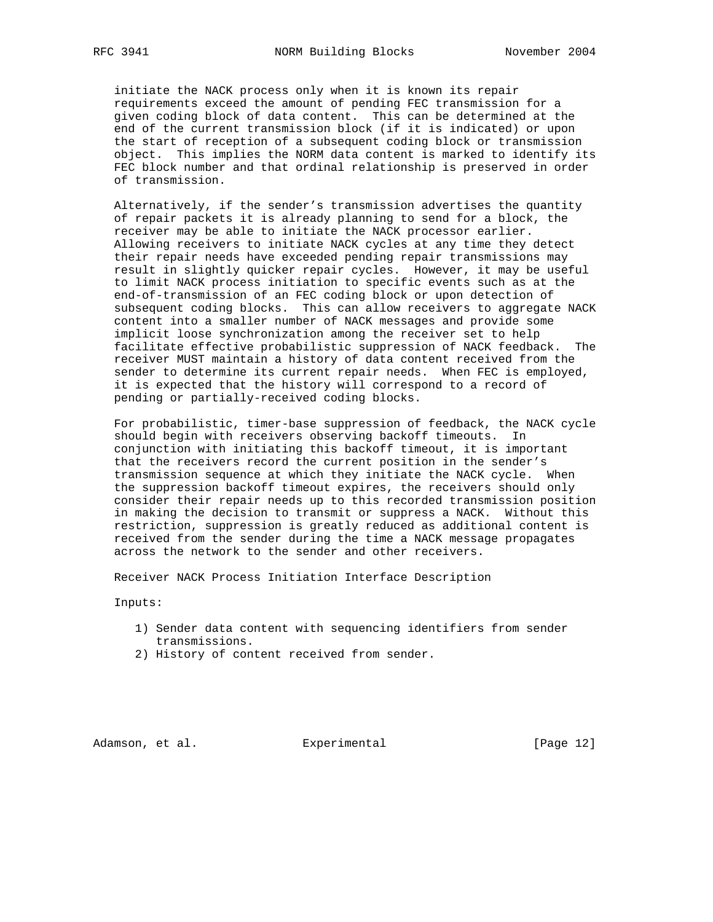initiate the NACK process only when it is known its repair requirements exceed the amount of pending FEC transmission for a given coding block of data content. This can be determined at the end of the current transmission block (if it is indicated) or upon the start of reception of a subsequent coding block or transmission object. This implies the NORM data content is marked to identify its FEC block number and that ordinal relationship is preserved in order of transmission.

Alternatively, if the sender's transmission advertises the quantity of repair packets it is already planning to send for a block, the receiver may be able to initiate the NACK processor earlier. Allowing receivers to initiate NACK cycles at any time they detect their repair needs have exceeded pending repair transmissions may result in slightly quicker repair cycles. However, it may be useful to limit NACK process initiation to specific events such as at the end-of-transmission of an FEC coding block or upon detection of subsequent coding blocks. This can allow receivers to aggregate NACK content into a smaller number of NACK messages and provide some implicit loose synchronization among the receiver set to help facilitate effective probabilistic suppression of NACK feedback. The receiver MUST maintain a history of data content received from the sender to determine its current repair needs. When FEC is employed, it is expected that the history will correspond to a record of pending or partially-received coding blocks.

For probabilistic, timer-base suppression of feedback, the NACK cycle should begin with receivers observing backoff timeouts. In conjunction with initiating this backoff timeout, it is important that the receivers record the current position in the sender's transmission sequence at which they initiate the NACK cycle. When the suppression backoff timeout expires, the receivers should only consider their repair needs up to this recorded transmission position in making the decision to transmit or suppress a NACK. Without this restriction, suppression is greatly reduced as additional content is received from the sender during the time a NACK message propagates across the network to the sender and other receivers.

Receiver NACK Process Initiation Interface Description

Inputs:

1) Sender data content with sequencing identifiers from sender transmissions.
2) History of content received from sender.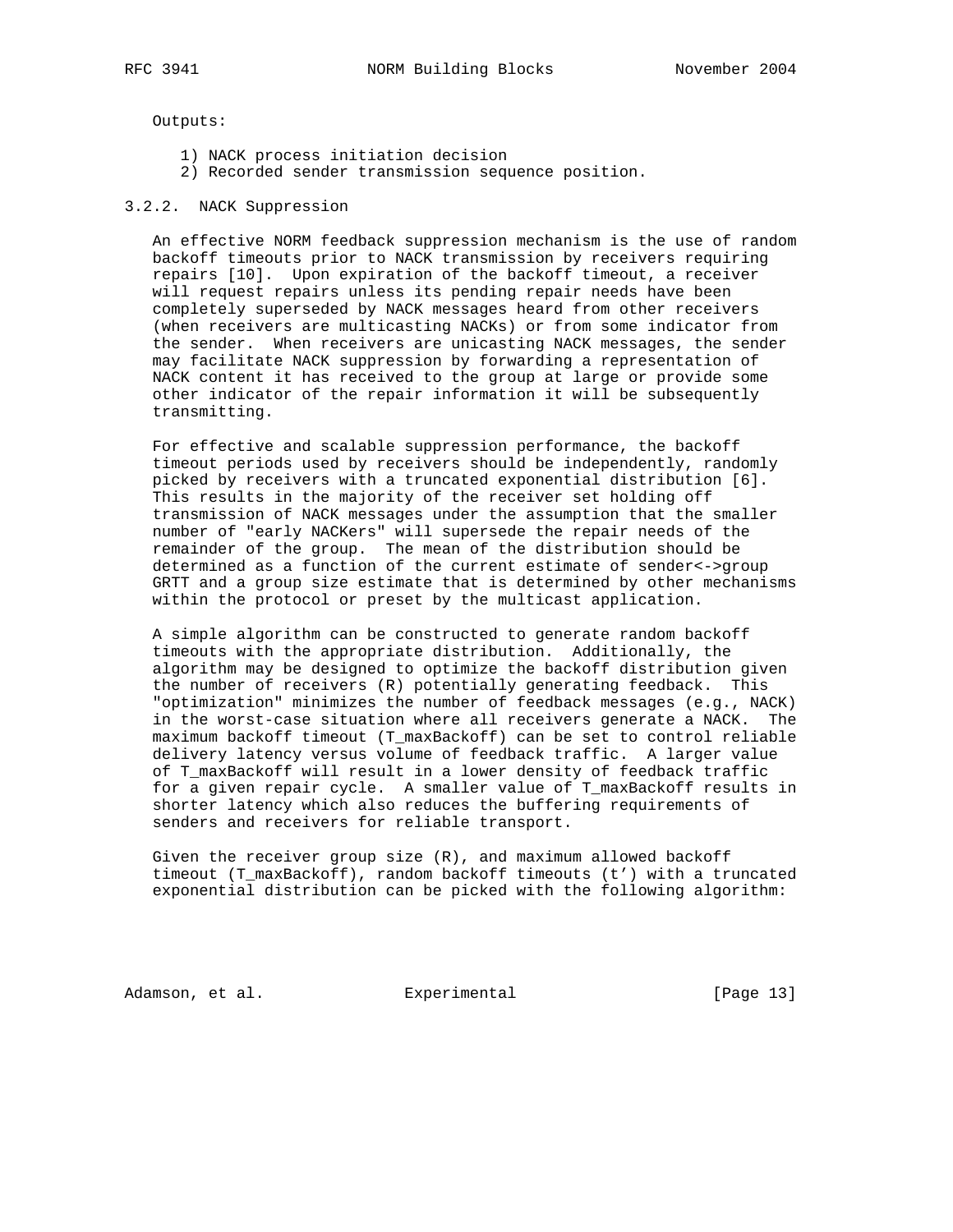Outputs:

1) NACK process initiation decision
2) Recorded sender transmission sequence position.

### 3.2.2. NACK Suppression

An effective NORM feedback suppression mechanism is the use of random backoff timeouts prior to NACK transmission by receivers requiring repairs [10]. Upon expiration of the backoff timeout, a receiver will request repairs unless its pending repair needs have been completely superseded by NACK messages heard from other receivers (when receivers are multicasting NACKs) or from some indicator from the sender. When receivers are unicasting NACK messages, the sender may facilitate NACK suppression by forwarding a representation of NACK content it has received to the group at large or provide some other indicator of the repair information it will be subsequently transmitting.

For effective and scalable suppression performance, the backoff timeout periods used by receivers should be independently, randomly picked by receivers with a truncated exponential distribution [6]. This results in the majority of the receiver set holding off transmission of NACK messages under the assumption that the smaller number of "early NACKers" will supersede the repair needs of the remainder of the group. The mean of the distribution should be determined as a function of the current estimate of sender<->group GRTT and a group size estimate that is determined by other mechanisms within the protocol or preset by the multicast application.

A simple algorithm can be constructed to generate random backoff timeouts with the appropriate distribution. Additionally, the algorithm may be designed to optimize the backoff distribution given the number of receivers (R) potentially generating feedback. This "optimization" minimizes the number of feedback messages (e.g., NACK) in the worst-case situation where all receivers generate a NACK. The maximum backoff timeout (T_maxBackoff) can be set to control reliable delivery latency versus volume of feedback traffic. A larger value of T_maxBackoff will result in a lower density of feedback traffic for a given repair cycle. A smaller value of T_maxBackoff results in shorter latency which also reduces the buffering requirements of senders and receivers for reliable transport.

Given the receiver group size (R), and maximum allowed backoff timeout (T_maxBackoff), random backoff timeouts (t') with a truncated exponential distribution can be picked with the following algorithm: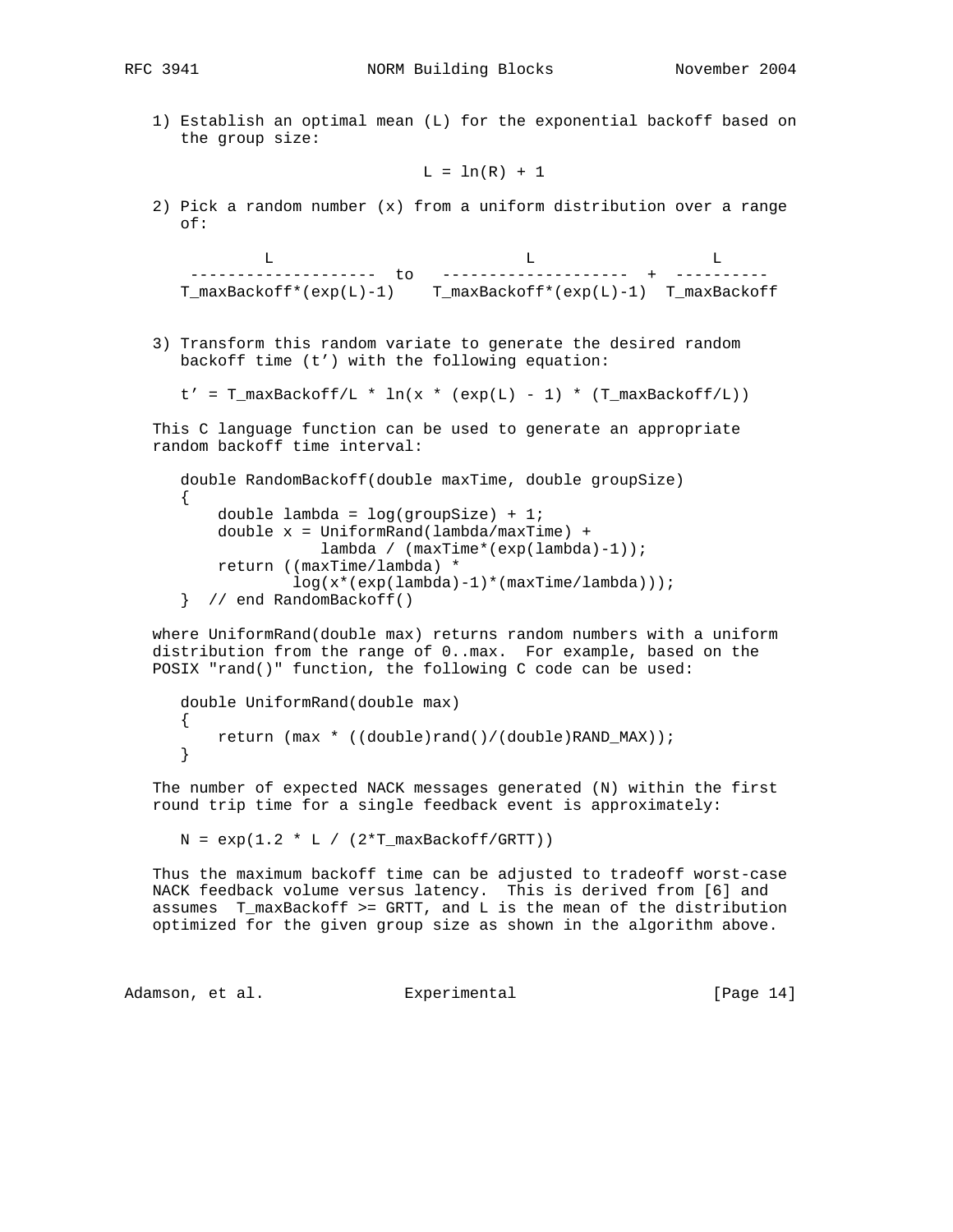1) Establish an optimal mean (L) for the exponential backoff based on the group size:

$$L = \ln(R) + 1$$

2) Pick a random number (x) from a uniform distribution over a range of:

$$\frac{L}{T\_maxBackoff*(\exp(L)-1)} \quad \text{to} \quad \frac{L}{T\_maxBackoff*(\exp(L)-1)} + \frac{L}{T\_maxBackoff}$$

3) Transform this random variate to generate the desired random backoff time (t') with the following equation:

$$t' = T\_maxBackoff/L * \ln(x * (\exp(L) - 1) * (T\_maxBackoff/L))$$

This C language function can be used to generate an appropriate random backoff time interval:

```
double RandomBackoff(double maxTime, double groupSize)
{
    double lambda = log(groupSize) + 1;
    double x = UniformRand(lambda/maxTime) +
               lambda / (maxTime*(exp(lambda)-1));
    return ((maxTime/lambda) *
            log(x*(exp(lambda)-1)*(maxTime/lambda)));
}  // end RandomBackoff()
```

where UniformRand(double max) returns random numbers with a uniform distribution from the range of 0..max. For example, based on the POSIX "rand()" function, the following C code can be used:

```
double UniformRand(double max)
{
    return (max * ((double)rand()/(double)RAND_MAX));
}
```

The number of expected NACK messages generated (N) within the first round trip time for a single feedback event is approximately:

$$N = \exp(1.2 * L / (2*T\_maxBackoff/GRTT))$$

Thus the maximum backoff time can be adjusted to tradeoff worst-case NACK feedback volume versus latency. This is derived from [6] and assumes T_maxBackoff >= GRTT, and L is the mean of the distribution optimized for the given group size as shown in the algorithm above.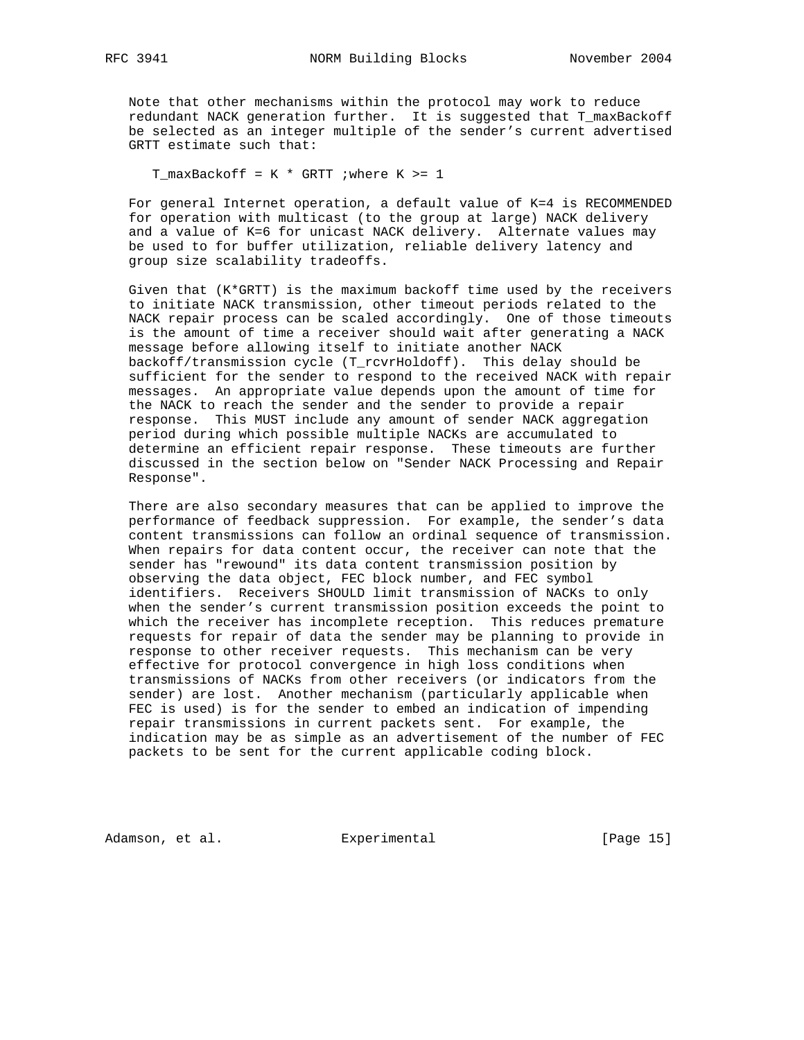Note that other mechanisms within the protocol may work to reduce redundant NACK generation further. It is suggested that T_maxBackoff be selected as an integer multiple of the sender's current advertised GRTT estimate such that:

$$T\_maxBackoff = K * GRTT \quad ;\text{where } K >= 1$$

For general Internet operation, a default value of K=4 is RECOMMENDED for operation with multicast (to the group at large) NACK delivery and a value of K=6 for unicast NACK delivery. Alternate values may be used to for buffer utilization, reliable delivery latency and group size scalability tradeoffs.

Given that (K*GRTT) is the maximum backoff time used by the receivers to initiate NACK transmission, other timeout periods related to the NACK repair process can be scaled accordingly. One of those timeouts is the amount of time a receiver should wait after generating a NACK message before allowing itself to initiate another NACK backoff/transmission cycle (T_rcvrHoldoff). This delay should be sufficient for the sender to respond to the received NACK with repair messages. An appropriate value depends upon the amount of time for the NACK to reach the sender and the sender to provide a repair response. This MUST include any amount of sender NACK aggregation period during which possible multiple NACKs are accumulated to determine an efficient repair response. These timeouts are further discussed in the section below on "Sender NACK Processing and Repair Response".

There are also secondary measures that can be applied to improve the performance of feedback suppression. For example, the sender's data content transmissions can follow an ordinal sequence of transmission. When repairs for data content occur, the receiver can note that the sender has "rewound" its data content transmission position by observing the data object, FEC block number, and FEC symbol identifiers. Receivers SHOULD limit transmission of NACKs to only when the sender's current transmission position exceeds the point to which the receiver has incomplete reception. This reduces premature requests for repair of data the sender may be planning to provide in response to other receiver requests. This mechanism can be very effective for protocol convergence in high loss conditions when transmissions of NACKs from other receivers (or indicators from the sender) are lost. Another mechanism (particularly applicable when FEC is used) is for the sender to embed an indication of impending repair transmissions in current packets sent. For example, the indication may be as simple as an advertisement of the number of FEC packets to be sent for the current applicable coding block.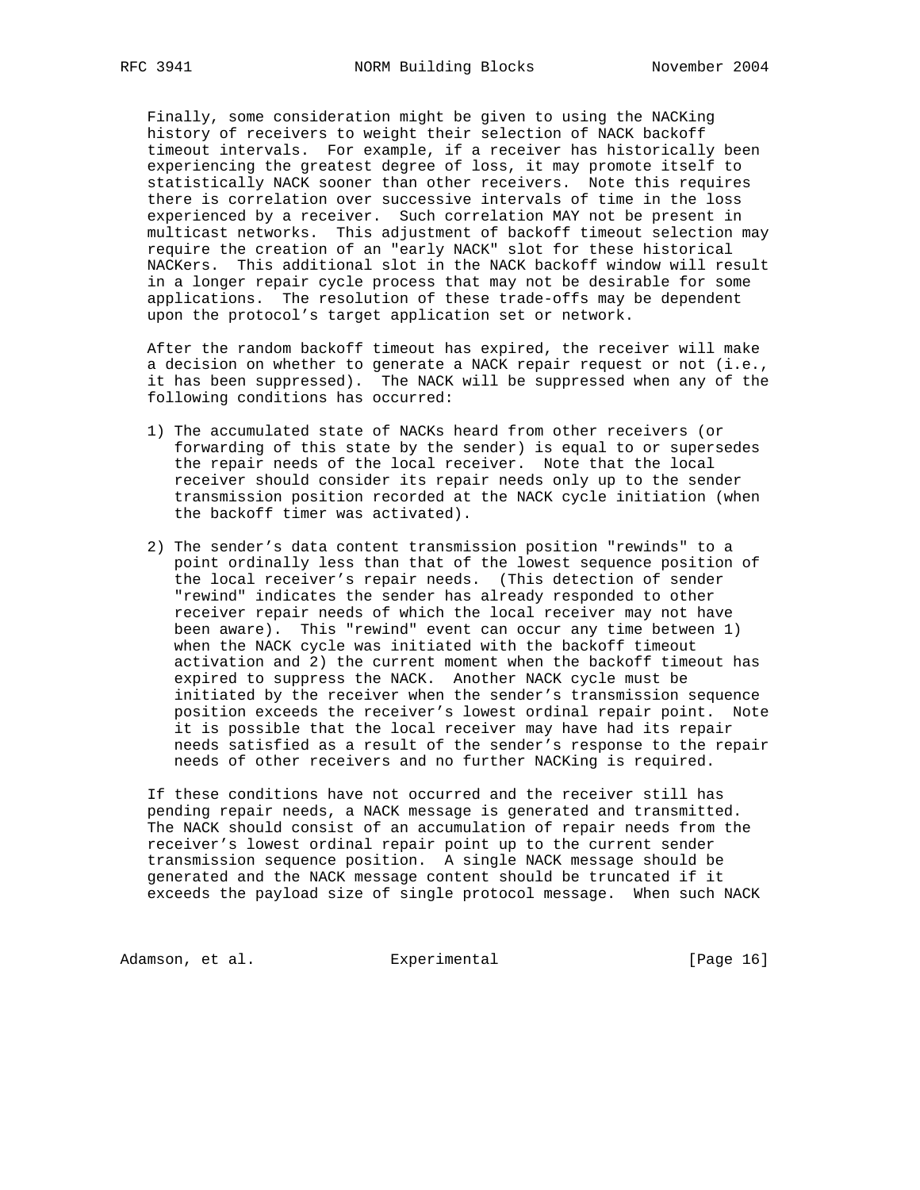Finally, some consideration might be given to using the NACKing history of receivers to weight their selection of NACK backoff timeout intervals. For example, if a receiver has historically been experiencing the greatest degree of loss, it may promote itself to statistically NACK sooner than other receivers. Note this requires there is correlation over successive intervals of time in the loss experienced by a receiver. Such correlation MAY not be present in multicast networks. This adjustment of backoff timeout selection may require the creation of an "early NACK" slot for these historical NACKers. This additional slot in the NACK backoff window will result in a longer repair cycle process that may not be desirable for some applications. The resolution of these trade-offs may be dependent upon the protocol's target application set or network.

After the random backoff timeout has expired, the receiver will make a decision on whether to generate a NACK repair request or not (i.e., it has been suppressed). The NACK will be suppressed when any of the following conditions has occurred:

1) The accumulated state of NACKs heard from other receivers (or forwarding of this state by the sender) is equal to or supersedes the repair needs of the local receiver. Note that the local receiver should consider its repair needs only up to the sender transmission position recorded at the NACK cycle initiation (when the backoff timer was activated).

2) The sender's data content transmission position "rewinds" to a point ordinally less than that of the lowest sequence position of the local receiver's repair needs. (This detection of sender "rewind" indicates the sender has already responded to other receiver repair needs of which the local receiver may not have been aware). This "rewind" event can occur any time between 1) when the NACK cycle was initiated with the backoff timeout activation and 2) the current moment when the backoff timeout has expired to suppress the NACK. Another NACK cycle must be initiated by the receiver when the sender's transmission sequence position exceeds the receiver's lowest ordinal repair point. Note it is possible that the local receiver may have had its repair needs satisfied as a result of the sender's response to the repair needs of other receivers and no further NACKing is required.

If these conditions have not occurred and the receiver still has pending repair needs, a NACK message is generated and transmitted. The NACK should consist of an accumulation of repair needs from the receiver's lowest ordinal repair point up to the current sender transmission sequence position. A single NACK message should be generated and the NACK message content should be truncated if it exceeds the payload size of single protocol message. When such NACK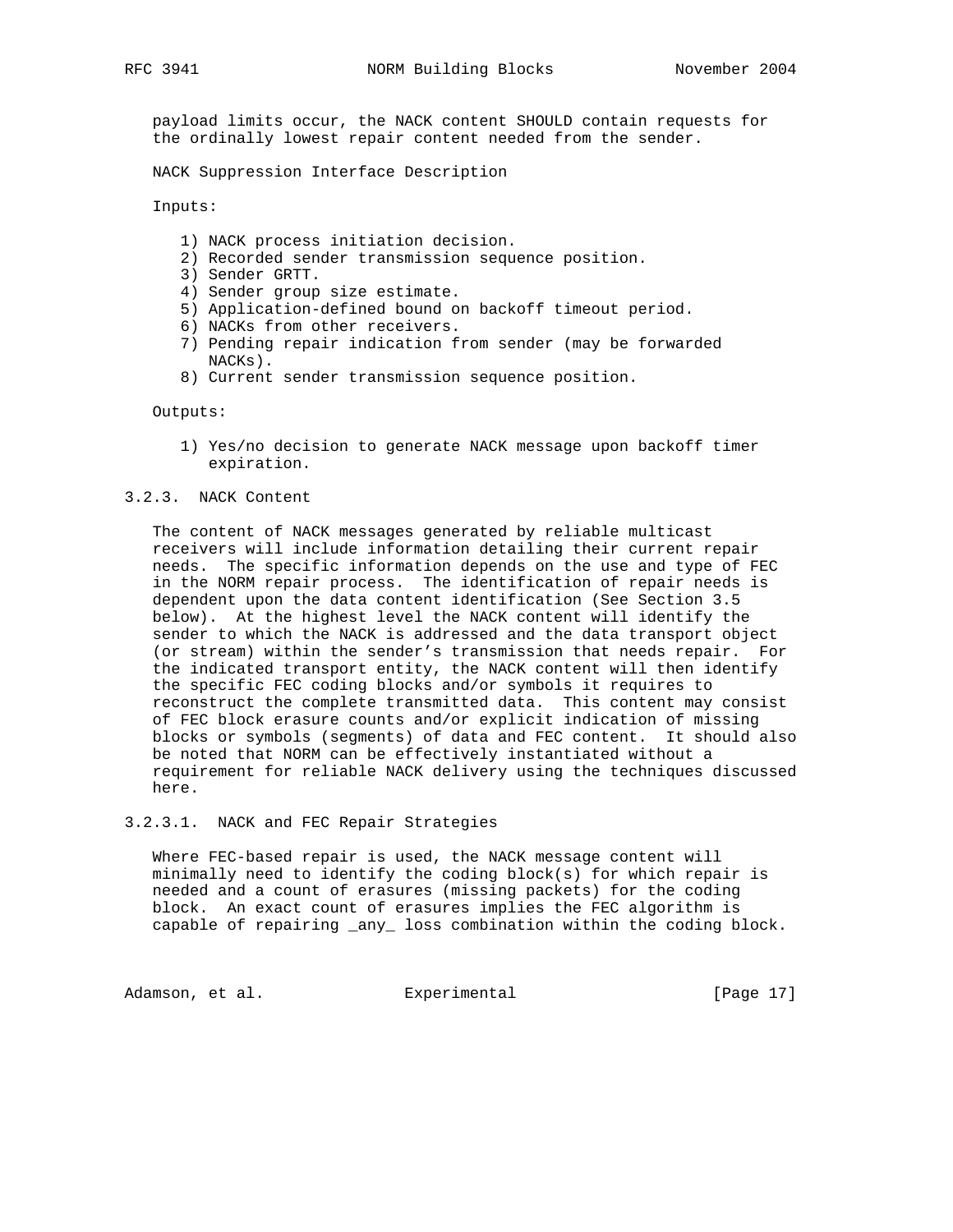payload limits occur, the NACK content SHOULD contain requests for the ordinally lowest repair content needed from the sender.

NACK Suppression Interface Description

Inputs:

1) NACK process initiation decision.
2) Recorded sender transmission sequence position.
3) Sender GRTT.
4) Sender group size estimate.
5) Application-defined bound on backoff timeout period.
6) NACKs from other receivers.
7) Pending repair indication from sender (may be forwarded NACKs).
8) Current sender transmission sequence position.

Outputs:

1) Yes/no decision to generate NACK message upon backoff timer expiration.

#### 3.2.3. NACK Content

The content of NACK messages generated by reliable multicast receivers will include information detailing their current repair needs. The specific information depends on the use and type of FEC in the NORM repair process. The identification of repair needs is dependent upon the data content identification (See Section 3.5 below). At the highest level the NACK content will identify the sender to which the NACK is addressed and the data transport object (or stream) within the sender's transmission that needs repair. For the indicated transport entity, the NACK content will then identify the specific FEC coding blocks and/or symbols it requires to reconstruct the complete transmitted data. This content may consist of FEC block erasure counts and/or explicit indication of missing blocks or symbols (segments) of data and FEC content. It should also be noted that NORM can be effectively instantiated without a requirement for reliable NACK delivery using the techniques discussed here.

##### 3.2.3.1. NACK and FEC Repair Strategies

Where FEC-based repair is used, the NACK message content will minimally need to identify the coding block(s) for which repair is needed and a count of erasures (missing packets) for the coding block. An exact count of erasures implies the FEC algorithm is capable of repairing _any_ loss combination within the coding block.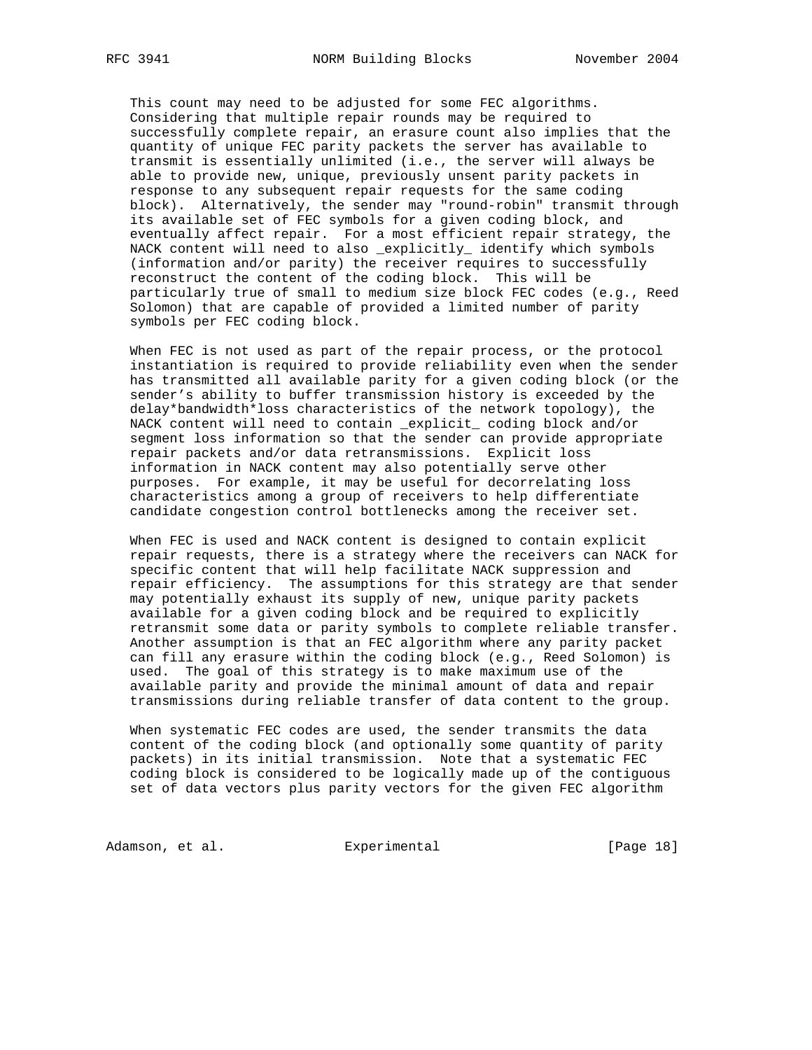This count may need to be adjusted for some FEC algorithms. Considering that multiple repair rounds may be required to successfully complete repair, an erasure count also implies that the quantity of unique FEC parity packets the server has available to transmit is essentially unlimited (i.e., the server will always be able to provide new, unique, previously unsent parity packets in response to any subsequent repair requests for the same coding block). Alternatively, the sender may "round-robin" transmit through its available set of FEC symbols for a given coding block, and eventually affect repair. For a most efficient repair strategy, the NACK content will need to also _explicitly_ identify which symbols (information and/or parity) the receiver requires to successfully reconstruct the content of the coding block. This will be particularly true of small to medium size block FEC codes (e.g., Reed Solomon) that are capable of provided a limited number of parity symbols per FEC coding block.

When FEC is not used as part of the repair process, or the protocol instantiation is required to provide reliability even when the sender has transmitted all available parity for a given coding block (or the sender's ability to buffer transmission history is exceeded by the delay*bandwidth*loss characteristics of the network topology), the NACK content will need to contain _explicit_ coding block and/or segment loss information so that the sender can provide appropriate repair packets and/or data retransmissions. Explicit loss information in NACK content may also potentially serve other purposes. For example, it may be useful for decorrelating loss characteristics among a group of receivers to help differentiate candidate congestion control bottlenecks among the receiver set.

When FEC is used and NACK content is designed to contain explicit repair requests, there is a strategy where the receivers can NACK for specific content that will help facilitate NACK suppression and repair efficiency. The assumptions for this strategy are that sender may potentially exhaust its supply of new, unique parity packets available for a given coding block and be required to explicitly retransmit some data or parity symbols to complete reliable transfer. Another assumption is that an FEC algorithm where any parity packet can fill any erasure within the coding block (e.g., Reed Solomon) is used. The goal of this strategy is to make maximum use of the available parity and provide the minimal amount of data and repair transmissions during reliable transfer of data content to the group.

When systematic FEC codes are used, the sender transmits the data content of the coding block (and optionally some quantity of parity packets) in its initial transmission. Note that a systematic FEC coding block is considered to be logically made up of the contiguous set of data vectors plus parity vectors for the given FEC algorithm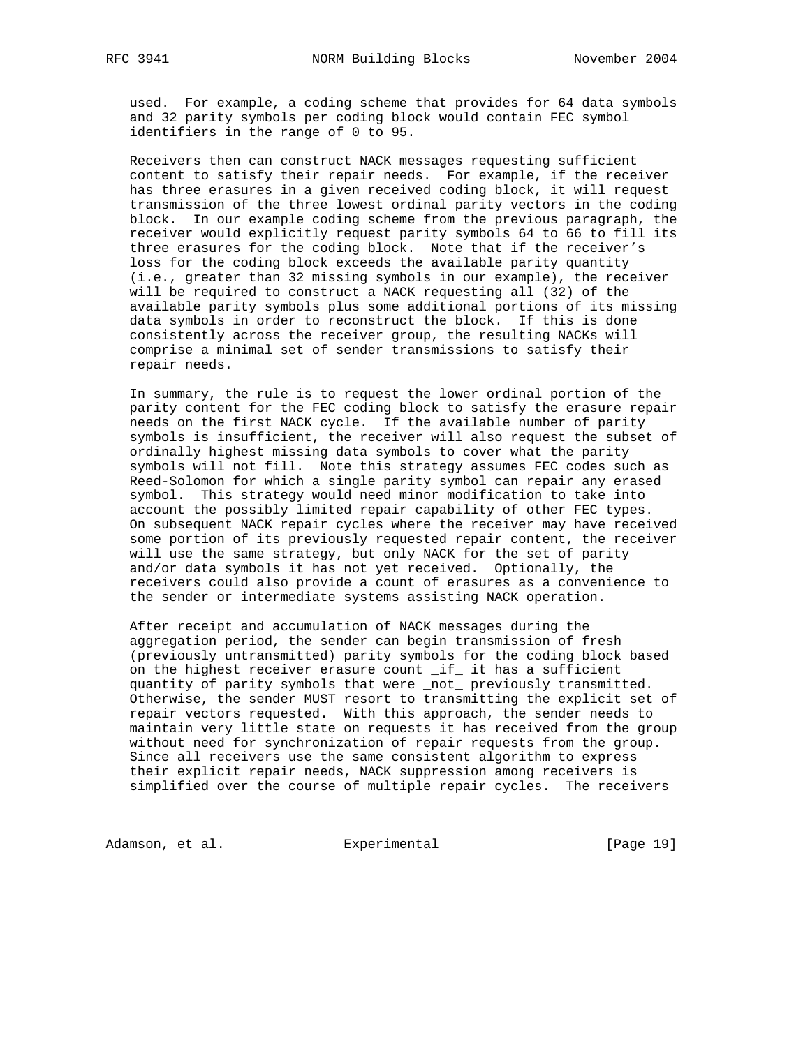used. For example, a coding scheme that provides for 64 data symbols and 32 parity symbols per coding block would contain FEC symbol identifiers in the range of 0 to 95.

Receivers then can construct NACK messages requesting sufficient content to satisfy their repair needs. For example, if the receiver has three erasures in a given received coding block, it will request transmission of the three lowest ordinal parity vectors in the coding block. In our example coding scheme from the previous paragraph, the receiver would explicitly request parity symbols 64 to 66 to fill its three erasures for the coding block. Note that if the receiver's loss for the coding block exceeds the available parity quantity (i.e., greater than 32 missing symbols in our example), the receiver will be required to construct a NACK requesting all (32) of the available parity symbols plus some additional portions of its missing data symbols in order to reconstruct the block. If this is done consistently across the receiver group, the resulting NACKs will comprise a minimal set of sender transmissions to satisfy their repair needs.

In summary, the rule is to request the lower ordinal portion of the parity content for the FEC coding block to satisfy the erasure repair needs on the first NACK cycle. If the available number of parity symbols is insufficient, the receiver will also request the subset of ordinally highest missing data symbols to cover what the parity symbols will not fill. Note this strategy assumes FEC codes such as Reed-Solomon for which a single parity symbol can repair any erased symbol. This strategy would need minor modification to take into account the possibly limited repair capability of other FEC types. On subsequent NACK repair cycles where the receiver may have received some portion of its previously requested repair content, the receiver will use the same strategy, but only NACK for the set of parity and/or data symbols it has not yet received. Optionally, the receivers could also provide a count of erasures as a convenience to the sender or intermediate systems assisting NACK operation.

After receipt and accumulation of NACK messages during the aggregation period, the sender can begin transmission of fresh (previously untransmitted) parity symbols for the coding block based on the highest receiver erasure count _if_ it has a sufficient quantity of parity symbols that were _not_ previously transmitted. Otherwise, the sender MUST resort to transmitting the explicit set of repair vectors requested. With this approach, the sender needs to maintain very little state on requests it has received from the group without need for synchronization of repair requests from the group. Since all receivers use the same consistent algorithm to express their explicit repair needs, NACK suppression among receivers is simplified over the course of multiple repair cycles. The receivers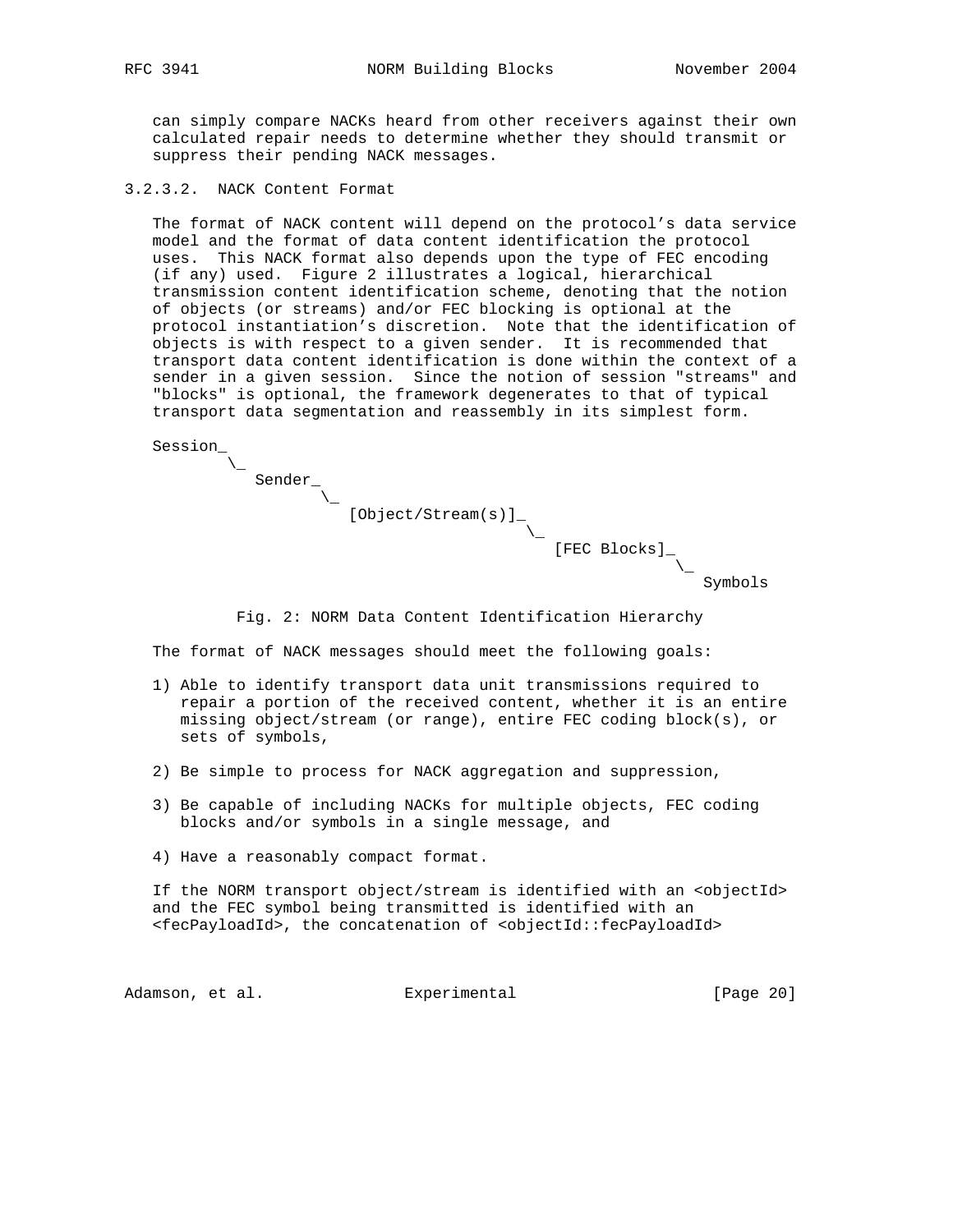can simply compare NACKs heard from other receivers against their own calculated repair needs to determine whether they should transmit or suppress their pending NACK messages.

#### 3.2.3.2. NACK Content Format

The format of NACK content will depend on the protocol's data service model and the format of data content identification the protocol uses. This NACK format also depends upon the type of FEC encoding (if any) used. Figure 2 illustrates a logical, hierarchical transmission content identification scheme, denoting that the notion of objects (or streams) and/or FEC blocking is optional at the protocol instantiation's discretion. Note that the identification of objects is with respect to a given sender. It is recommended that transport data content identification is done within the context of a sender in a given session. Since the notion of session "streams" and "blocks" is optional, the framework degenerates to that of typical transport data segmentation and reassembly in its simplest form.

```
Session_
        \_
           Sender_
                  \_
                     [Object/Stream(s)]_
                                        \_
                                           [FEC Blocks]_
                                                        \_
                                                           Symbols
```

Fig. 2: NORM Data Content Identification Hierarchy

The format of NACK messages should meet the following goals:

1) Able to identify transport data unit transmissions required to repair a portion of the received content, whether it is an entire missing object/stream (or range), entire FEC coding block(s), or sets of symbols,

2) Be simple to process for NACK aggregation and suppression,

3) Be capable of including NACKs for multiple objects, FEC coding blocks and/or symbols in a single message, and

4) Have a reasonably compact format.

If the NORM transport object/stream is identified with an <objectId> and the FEC symbol being transmitted is identified with an <fecPayloadId>, the concatenation of <objectId::fecPayloadId>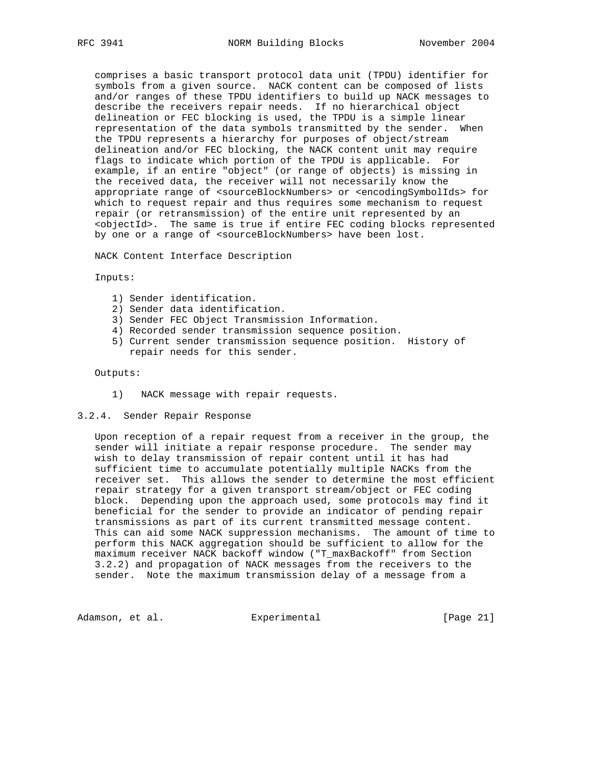comprises a basic transport protocol data unit (TPDU) identifier for symbols from a given source. NACK content can be composed of lists and/or ranges of these TPDU identifiers to build up NACK messages to describe the receivers repair needs. If no hierarchical object delineation or FEC blocking is used, the TPDU is a simple linear representation of the data symbols transmitted by the sender. When the TPDU represents a hierarchy for purposes of object/stream delineation and/or FEC blocking, the NACK content unit may require flags to indicate which portion of the TPDU is applicable. For example, if an entire "object" (or range of objects) is missing in the received data, the receiver will not necessarily know the appropriate range of <sourceBlockNumbers> or <encodingSymbolIds> for which to request repair and thus requires some mechanism to request repair (or retransmission) of the entire unit represented by an <objectId>. The same is true if entire FEC coding blocks represented by one or a range of <sourceBlockNumbers> have been lost.

NACK Content Interface Description

Inputs:

1) Sender identification.
2) Sender data identification.
3) Sender FEC Object Transmission Information.
4) Recorded sender transmission sequence position.
5) Current sender transmission sequence position. History of repair needs for this sender.

Outputs:

1) NACK message with repair requests.

### 3.2.4. Sender Repair Response

Upon reception of a repair request from a receiver in the group, the sender will initiate a repair response procedure. The sender may wish to delay transmission of repair content until it has had sufficient time to accumulate potentially multiple NACKs from the receiver set. This allows the sender to determine the most efficient repair strategy for a given transport stream/object or FEC coding block. Depending upon the approach used, some protocols may find it beneficial for the sender to provide an indicator of pending repair transmissions as part of its current transmitted message content. This can aid some NACK suppression mechanisms. The amount of time to perform this NACK aggregation should be sufficient to allow for the maximum receiver NACK backoff window ("T_maxBackoff" from Section 3.2.2) and propagation of NACK messages from the receivers to the sender. Note the maximum transmission delay of a message from a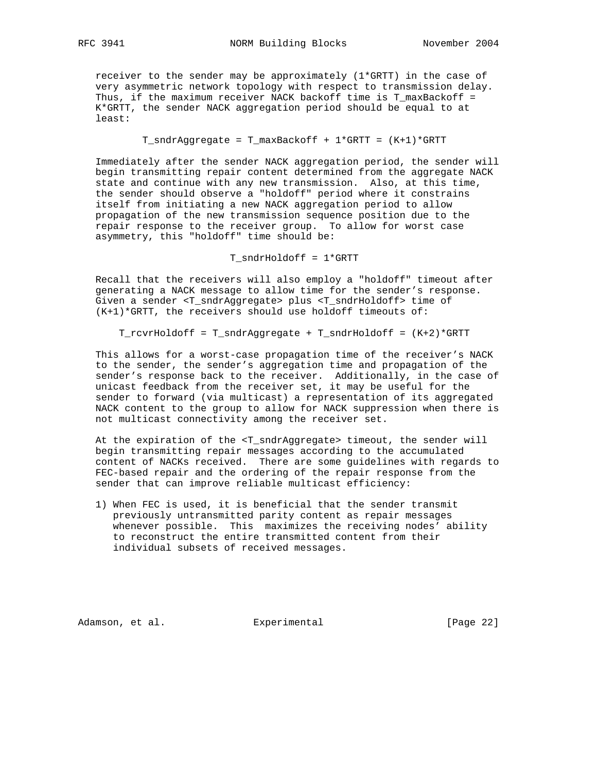receiver to the sender may be approximately (1*GRTT) in the case of very asymmetric network topology with respect to transmission delay. Thus, if the maximum receiver NACK backoff time is T_maxBackoff = K*GRTT, the sender NACK aggregation period should be equal to at least:

$$T\_sndrAggregate = T\_maxBackoff + 1*GRTT = (K+1)*GRTT$$

Immediately after the sender NACK aggregation period, the sender will begin transmitting repair content determined from the aggregate NACK state and continue with any new transmission. Also, at this time, the sender should observe a "holdoff" period where it constrains itself from initiating a new NACK aggregation period to allow propagation of the new transmission sequence position due to the repair response to the receiver group. To allow for worst case asymmetry, this "holdoff" time should be:

$$T\_sndrHoldoff = 1*GRTT$$

Recall that the receivers will also employ a "holdoff" timeout after generating a NACK message to allow time for the sender's response. Given a sender <T_sndrAggregate> plus <T_sndrHoldoff> time of (K+1)*GRTT, the receivers should use holdoff timeouts of:

$$T\_rcvrHoldoff = T\_sndrAggregate + T\_sndrHoldoff = (K+2)*GRTT$$

This allows for a worst-case propagation time of the receiver's NACK to the sender, the sender's aggregation time and propagation of the sender's response back to the receiver. Additionally, in the case of unicast feedback from the receiver set, it may be useful for the sender to forward (via multicast) a representation of its aggregated NACK content to the group to allow for NACK suppression when there is not multicast connectivity among the receiver set.

At the expiration of the <T_sndrAggregate> timeout, the sender will begin transmitting repair messages according to the accumulated content of NACKs received. There are some guidelines with regards to FEC-based repair and the ordering of the repair response from the sender that can improve reliable multicast efficiency:

1) When FEC is used, it is beneficial that the sender transmit previously untransmitted parity content as repair messages whenever possible. This maximizes the receiving nodes' ability to reconstruct the entire transmitted content from their individual subsets of received messages.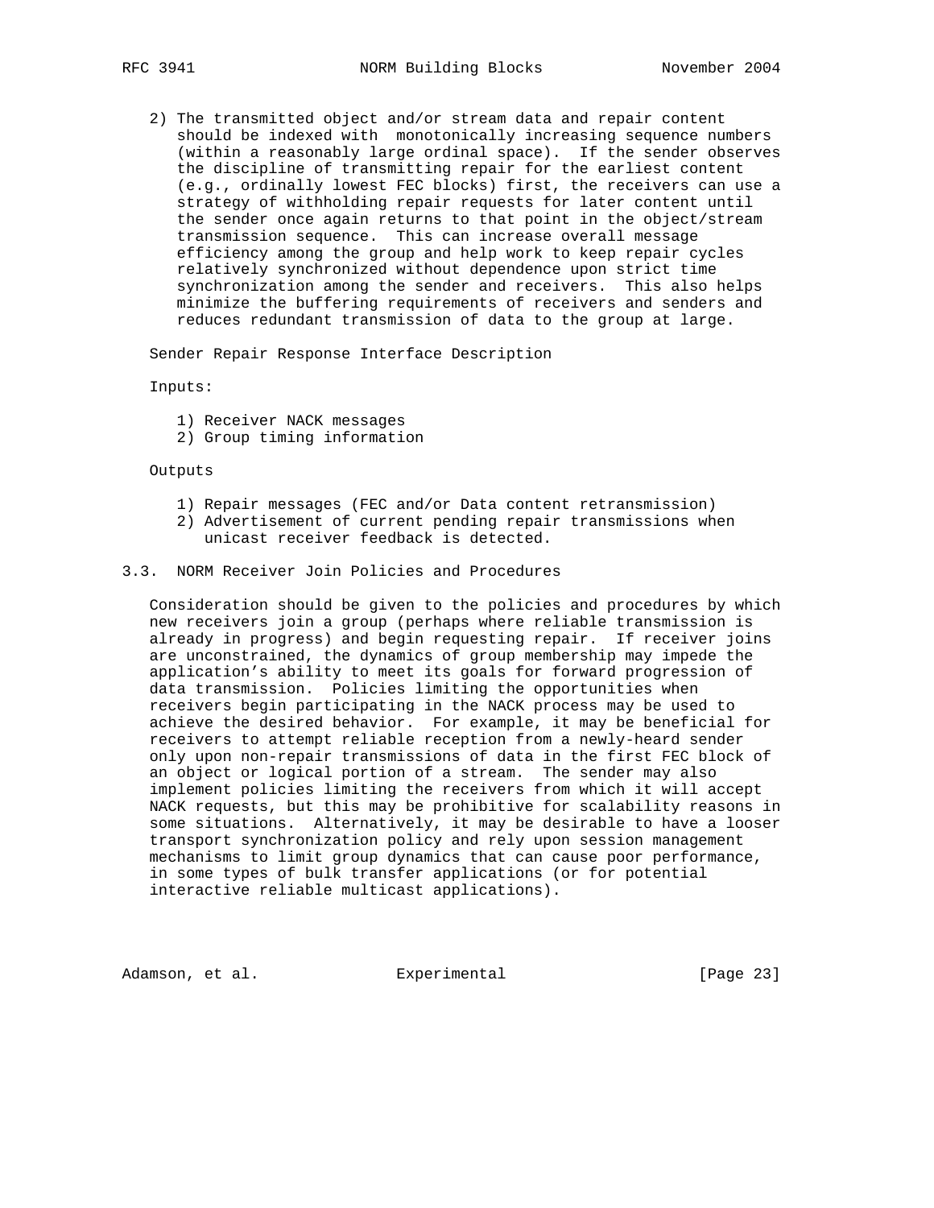2) The transmitted object and/or stream data and repair content should be indexed with monotonically increasing sequence numbers (within a reasonably large ordinal space). If the sender observes the discipline of transmitting repair for the earliest content (e.g., ordinally lowest FEC blocks) first, the receivers can use a strategy of withholding repair requests for later content until the sender once again returns to that point in the object/stream transmission sequence. This can increase overall message efficiency among the group and help work to keep repair cycles relatively synchronized without dependence upon strict time synchronization among the sender and receivers. This also helps minimize the buffering requirements of receivers and senders and reduces redundant transmission of data to the group at large.

Sender Repair Response Interface Description

Inputs:

1) Receiver NACK messages
2) Group timing information

Outputs

1) Repair messages (FEC and/or Data content retransmission)
2) Advertisement of current pending repair transmissions when unicast receiver feedback is detected.

### 3.3. NORM Receiver Join Policies and Procedures

Consideration should be given to the policies and procedures by which new receivers join a group (perhaps where reliable transmission is already in progress) and begin requesting repair. If receiver joins are unconstrained, the dynamics of group membership may impede the application's ability to meet its goals for forward progression of data transmission. Policies limiting the opportunities when receivers begin participating in the NACK process may be used to achieve the desired behavior. For example, it may be beneficial for receivers to attempt reliable reception from a newly-heard sender only upon non-repair transmissions of data in the first FEC block of an object or logical portion of a stream. The sender may also implement policies limiting the receivers from which it will accept NACK requests, but this may be prohibitive for scalability reasons in some situations. Alternatively, it may be desirable to have a looser transport synchronization policy and rely upon session management mechanisms to limit group dynamics that can cause poor performance, in some types of bulk transfer applications (or for potential interactive reliable multicast applications).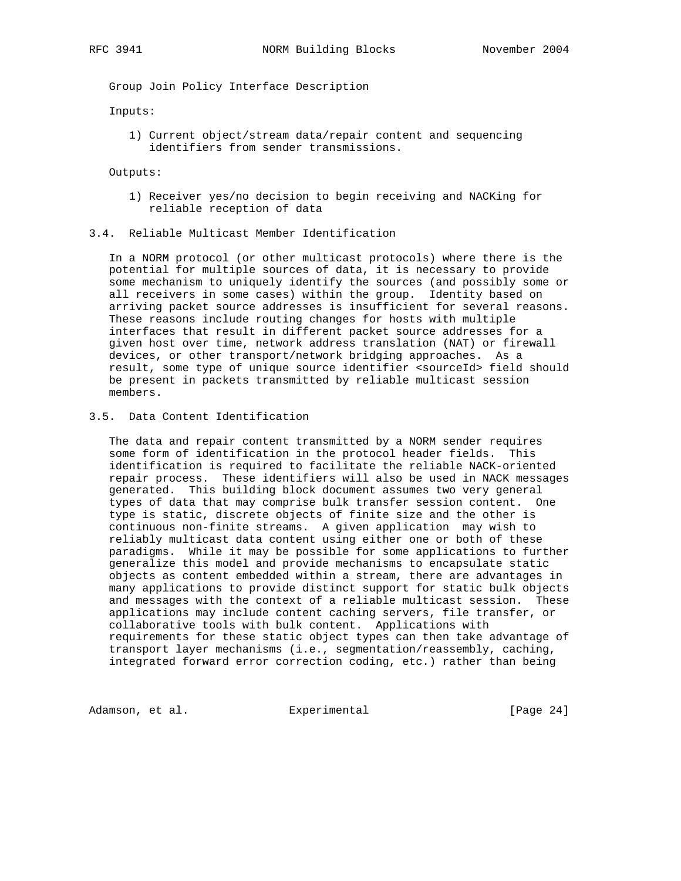Group Join Policy Interface Description

Inputs:

1) Current object/stream data/repair content and sequencing identifiers from sender transmissions.

Outputs:

1) Receiver yes/no decision to begin receiving and NACKing for reliable reception of data

## 3.4. Reliable Multicast Member Identification

In a NORM protocol (or other multicast protocols) where there is the potential for multiple sources of data, it is necessary to provide some mechanism to uniquely identify the sources (and possibly some or all receivers in some cases) within the group. Identity based on arriving packet source addresses is insufficient for several reasons. These reasons include routing changes for hosts with multiple interfaces that result in different packet source addresses for a given host over time, network address translation (NAT) or firewall devices, or other transport/network bridging approaches. As a result, some type of unique source identifier <sourceId> field should be present in packets transmitted by reliable multicast session members.

## 3.5. Data Content Identification

The data and repair content transmitted by a NORM sender requires some form of identification in the protocol header fields. This identification is required to facilitate the reliable NACK-oriented repair process. These identifiers will also be used in NACK messages generated. This building block document assumes two very general types of data that may comprise bulk transfer session content. One type is static, discrete objects of finite size and the other is continuous non-finite streams. A given application may wish to reliably multicast data content using either one or both of these paradigms. While it may be possible for some applications to further generalize this model and provide mechanisms to encapsulate static objects as content embedded within a stream, there are advantages in many applications to provide distinct support for static bulk objects and messages with the context of a reliable multicast session. These applications may include content caching servers, file transfer, or collaborative tools with bulk content. Applications with requirements for these static object types can then take advantage of transport layer mechanisms (i.e., segmentation/reassembly, caching, integrated forward error correction coding, etc.) rather than being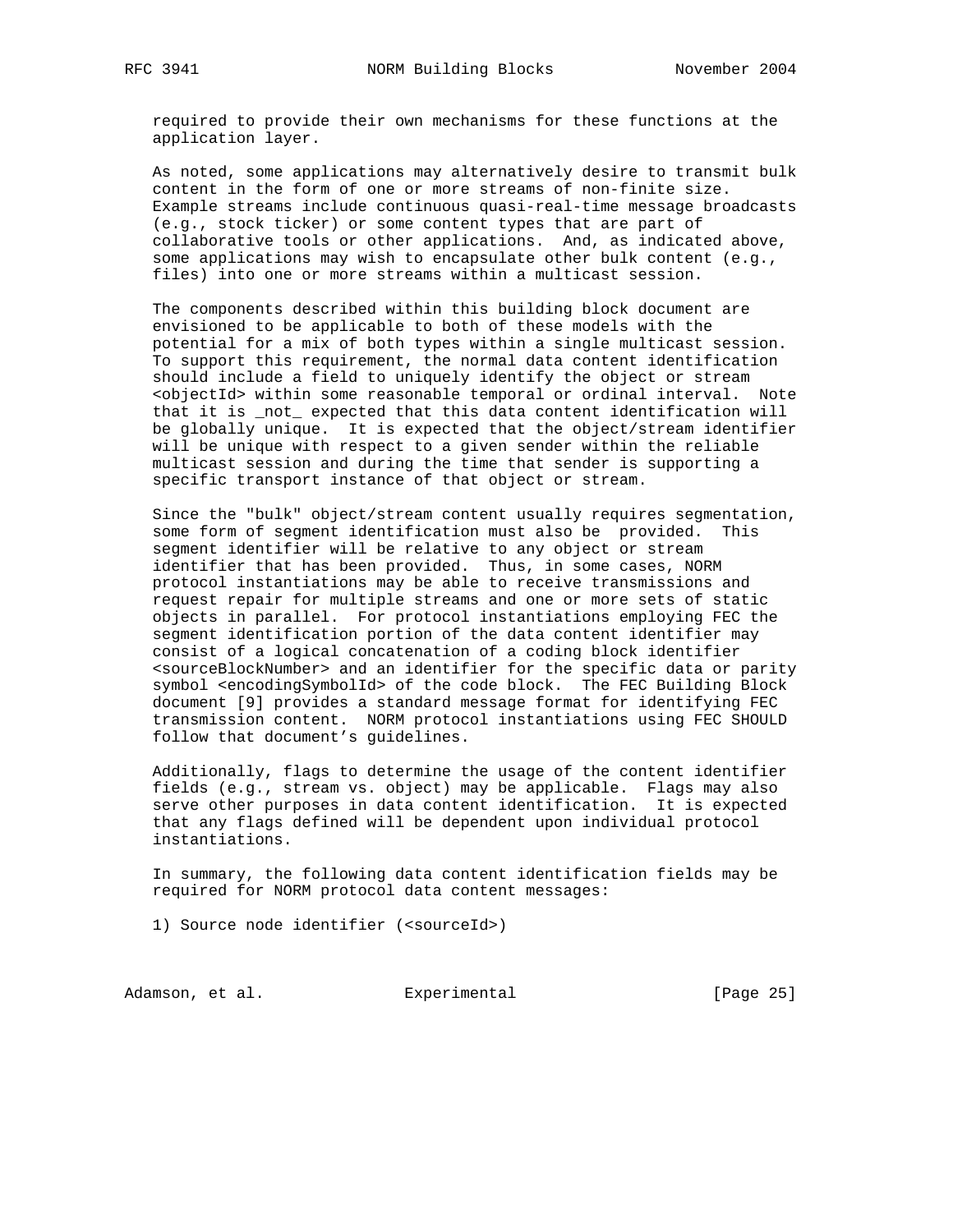required to provide their own mechanisms for these functions at the application layer.

As noted, some applications may alternatively desire to transmit bulk content in the form of one or more streams of non-finite size. Example streams include continuous quasi-real-time message broadcasts (e.g., stock ticker) or some content types that are part of collaborative tools or other applications. And, as indicated above, some applications may wish to encapsulate other bulk content (e.g., files) into one or more streams within a multicast session.

The components described within this building block document are envisioned to be applicable to both of these models with the potential for a mix of both types within a single multicast session. To support this requirement, the normal data content identification should include a field to uniquely identify the object or stream <objectId> within some reasonable temporal or ordinal interval. Note that it is _not_ expected that this data content identification will be globally unique. It is expected that the object/stream identifier will be unique with respect to a given sender within the reliable multicast session and during the time that sender is supporting a specific transport instance of that object or stream.

Since the "bulk" object/stream content usually requires segmentation, some form of segment identification must also be provided. This segment identifier will be relative to any object or stream identifier that has been provided. Thus, in some cases, NORM protocol instantiations may be able to receive transmissions and request repair for multiple streams and one or more sets of static objects in parallel. For protocol instantiations employing FEC the segment identification portion of the data content identifier may consist of a logical concatenation of a coding block identifier <sourceBlockNumber> and an identifier for the specific data or parity symbol <encodingSymbolId> of the code block. The FEC Building Block document [9] provides a standard message format for identifying FEC transmission content. NORM protocol instantiations using FEC SHOULD follow that document's guidelines.

Additionally, flags to determine the usage of the content identifier fields (e.g., stream vs. object) may be applicable. Flags may also serve other purposes in data content identification. It is expected that any flags defined will be dependent upon individual protocol instantiations.

In summary, the following data content identification fields may be required for NORM protocol data content messages:

1) Source node identifier (<sourceId>)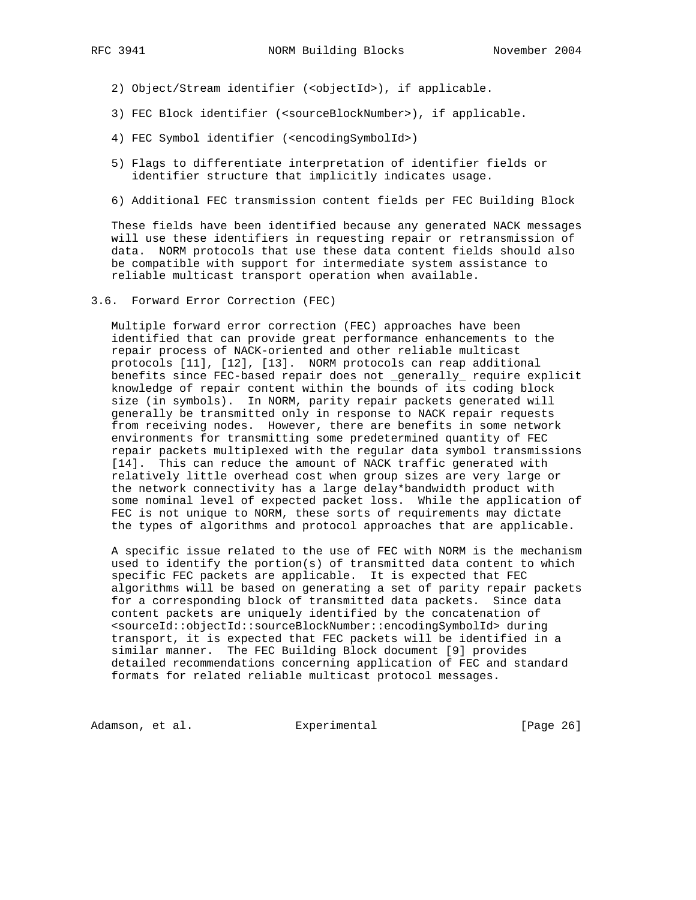2) Object/Stream identifier (<objectId>), if applicable.

3) FEC Block identifier (<sourceBlockNumber>), if applicable.

4) FEC Symbol identifier (<encodingSymbolId>)

5) Flags to differentiate interpretation of identifier fields or identifier structure that implicitly indicates usage.

6) Additional FEC transmission content fields per FEC Building Block

These fields have been identified because any generated NACK messages will use these identifiers in requesting repair or retransmission of data. NORM protocols that use these data content fields should also be compatible with support for intermediate system assistance to reliable multicast transport operation when available.

### 3.6. Forward Error Correction (FEC)

Multiple forward error correction (FEC) approaches have been identified that can provide great performance enhancements to the repair process of NACK-oriented and other reliable multicast protocols [11], [12], [13]. NORM protocols can reap additional benefits since FEC-based repair does not _generally_ require explicit knowledge of repair content within the bounds of its coding block size (in symbols). In NORM, parity repair packets generated will generally be transmitted only in response to NACK repair requests from receiving nodes. However, there are benefits in some network environments for transmitting some predetermined quantity of FEC repair packets multiplexed with the regular data symbol transmissions [14]. This can reduce the amount of NACK traffic generated with relatively little overhead cost when group sizes are very large or the network connectivity has a large delay*bandwidth product with some nominal level of expected packet loss. While the application of FEC is not unique to NORM, these sorts of requirements may dictate the types of algorithms and protocol approaches that are applicable.

A specific issue related to the use of FEC with NORM is the mechanism used to identify the portion(s) of transmitted data content to which specific FEC packets are applicable. It is expected that FEC algorithms will be based on generating a set of parity repair packets for a corresponding block of transmitted data packets. Since data content packets are uniquely identified by the concatenation of <sourceId::objectId::sourceBlockNumber::encodingSymbolId> during transport, it is expected that FEC packets will be identified in a similar manner. The FEC Building Block document [9] provides detailed recommendations concerning application of FEC and standard formats for related reliable multicast protocol messages.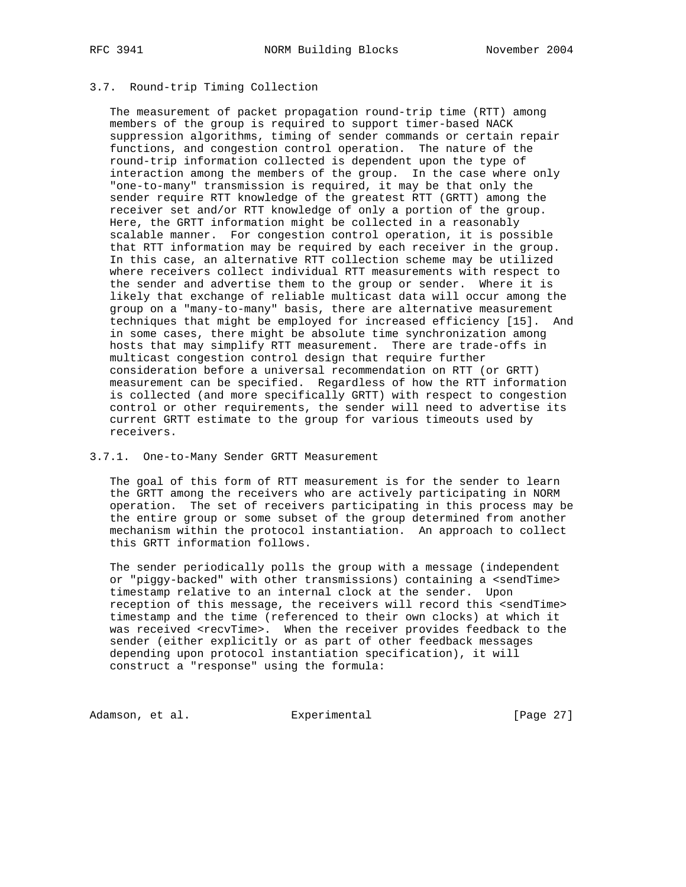### 3.7. Round-trip Timing Collection

The measurement of packet propagation round-trip time (RTT) among members of the group is required to support timer-based NACK suppression algorithms, timing of sender commands or certain repair functions, and congestion control operation. The nature of the round-trip information collected is dependent upon the type of interaction among the members of the group. In the case where only "one-to-many" transmission is required, it may be that only the sender require RTT knowledge of the greatest RTT (GRTT) among the receiver set and/or RTT knowledge of only a portion of the group. Here, the GRTT information might be collected in a reasonably scalable manner. For congestion control operation, it is possible that RTT information may be required by each receiver in the group. In this case, an alternative RTT collection scheme may be utilized where receivers collect individual RTT measurements with respect to the sender and advertise them to the group or sender. Where it is likely that exchange of reliable multicast data will occur among the group on a "many-to-many" basis, there are alternative measurement techniques that might be employed for increased efficiency [15]. And in some cases, there might be absolute time synchronization among hosts that may simplify RTT measurement. There are trade-offs in multicast congestion control design that require further consideration before a universal recommendation on RTT (or GRTT) measurement can be specified. Regardless of how the RTT information is collected (and more specifically GRTT) with respect to congestion control or other requirements, the sender will need to advertise its current GRTT estimate to the group for various timeouts used by receivers.

#### 3.7.1. One-to-Many Sender GRTT Measurement

The goal of this form of RTT measurement is for the sender to learn the GRTT among the receivers who are actively participating in NORM operation. The set of receivers participating in this process may be the entire group or some subset of the group determined from another mechanism within the protocol instantiation. An approach to collect this GRTT information follows.

The sender periodically polls the group with a message (independent or "piggy-backed" with other transmissions) containing a <sendTime> timestamp relative to an internal clock at the sender. Upon reception of this message, the receivers will record this <sendTime> timestamp and the time (referenced to their own clocks) at which it was received <recvTime>. When the receiver provides feedback to the sender (either explicitly or as part of other feedback messages depending upon protocol instantiation specification), it will construct a "response" using the formula: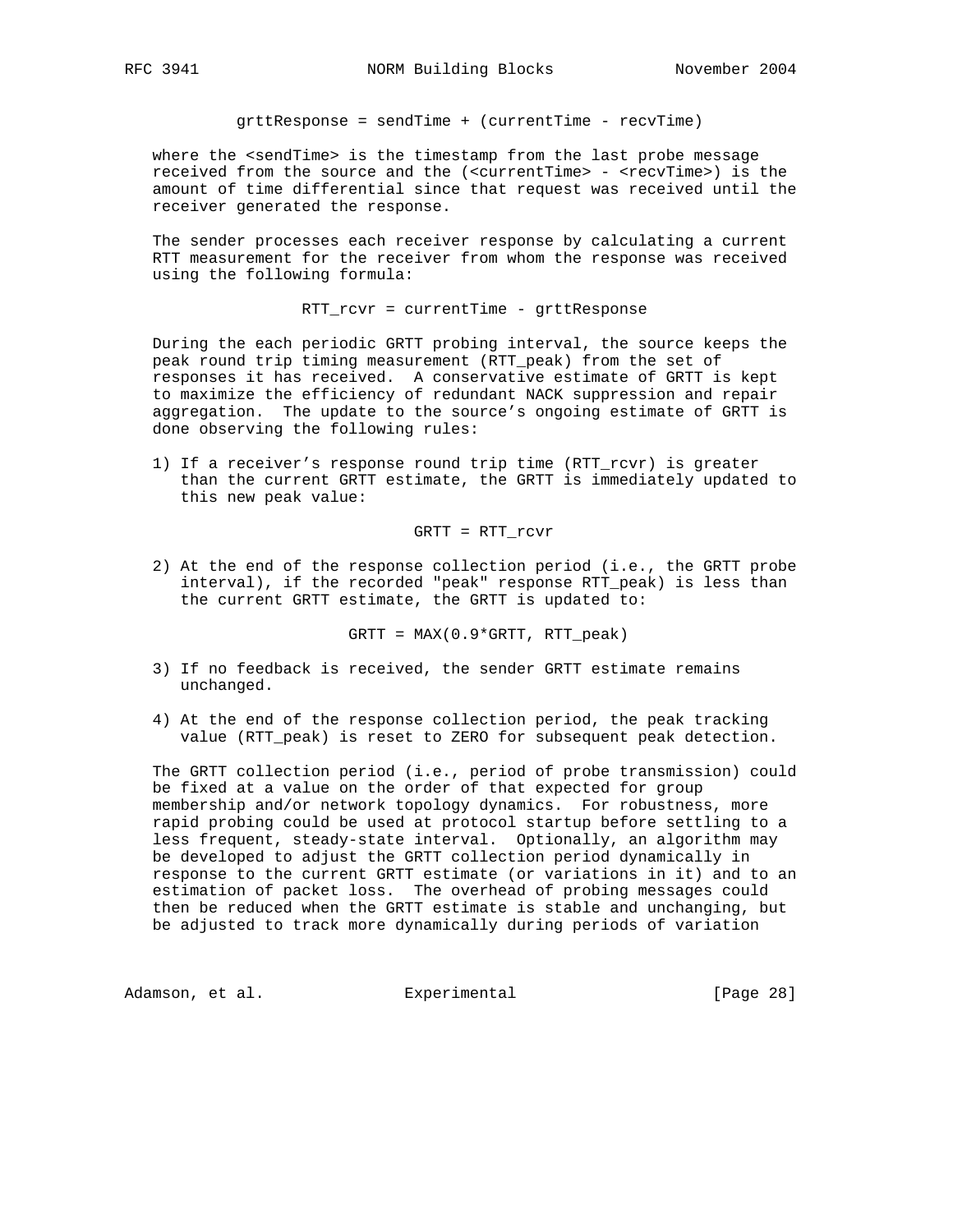$$grttResponse = sendTime + (currentTime - recvTime)$$

where the <sendTime> is the timestamp from the last probe message received from the source and the (<currentTime> - <recvTime>) is the amount of time differential since that request was received until the receiver generated the response.

The sender processes each receiver response by calculating a current RTT measurement for the receiver from whom the response was received using the following formula:

$$RTT\_rcvr = currentTime - grttResponse$$

During the each periodic GRTT probing interval, the source keeps the peak round trip timing measurement (RTT_peak) from the set of responses it has received. A conservative estimate of GRTT is kept to maximize the efficiency of redundant NACK suppression and repair aggregation. The update to the source's ongoing estimate of GRTT is done observing the following rules:

1) If a receiver's response round trip time (RTT_rcvr) is greater than the current GRTT estimate, the GRTT is immediately updated to this new peak value:

$$GRTT = RTT\_rcvr$$

2) At the end of the response collection period (i.e., the GRTT probe interval), if the recorded "peak" response RTT_peak) is less than the current GRTT estimate, the GRTT is updated to:

$$GRTT = MAX(0.9*GRTT, RTT\_peak)$$

3) If no feedback is received, the sender GRTT estimate remains unchanged.

4) At the end of the response collection period, the peak tracking value (RTT_peak) is reset to ZERO for subsequent peak detection.

The GRTT collection period (i.e., period of probe transmission) could be fixed at a value on the order of that expected for group membership and/or network topology dynamics. For robustness, more rapid probing could be used at protocol startup before settling to a less frequent, steady-state interval. Optionally, an algorithm may be developed to adjust the GRTT collection period dynamically in response to the current GRTT estimate (or variations in it) and to an estimation of packet loss. The overhead of probing messages could then be reduced when the GRTT estimate is stable and unchanging, but be adjusted to track more dynamically during periods of variation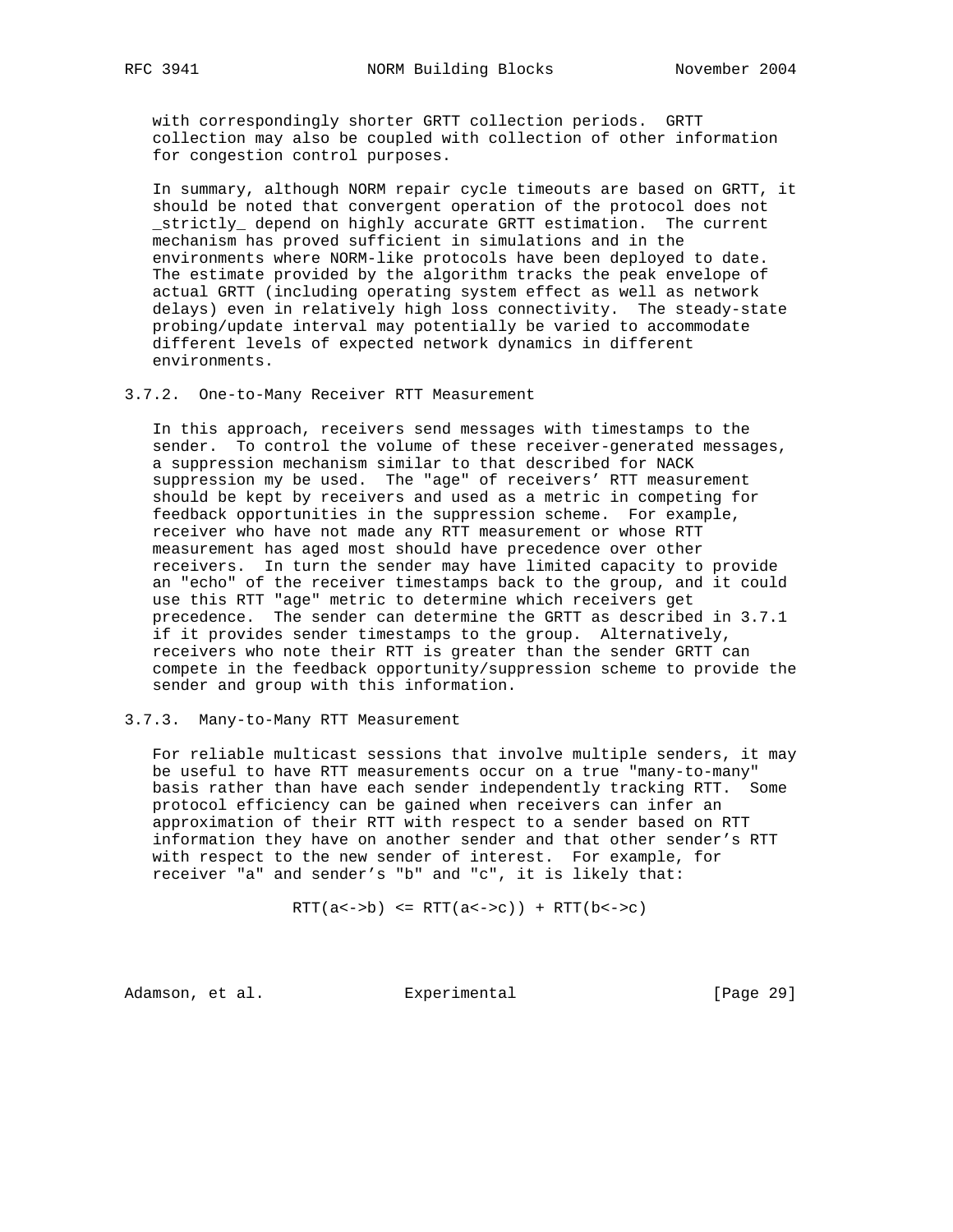with correspondingly shorter GRTT collection periods. GRTT collection may also be coupled with collection of other information for congestion control purposes.

In summary, although NORM repair cycle timeouts are based on GRTT, it should be noted that convergent operation of the protocol does not _strictly_ depend on highly accurate GRTT estimation. The current mechanism has proved sufficient in simulations and in the environments where NORM-like protocols have been deployed to date. The estimate provided by the algorithm tracks the peak envelope of actual GRTT (including operating system effect as well as network delays) even in relatively high loss connectivity. The steady-state probing/update interval may potentially be varied to accommodate different levels of expected network dynamics in different environments.

### 3.7.2. One-to-Many Receiver RTT Measurement

In this approach, receivers send messages with timestamps to the sender. To control the volume of these receiver-generated messages, a suppression mechanism similar to that described for NACK suppression my be used. The "age" of receivers' RTT measurement should be kept by receivers and used as a metric in competing for feedback opportunities in the suppression scheme. For example, receiver who have not made any RTT measurement or whose RTT measurement has aged most should have precedence over other receivers. In turn the sender may have limited capacity to provide an "echo" of the receiver timestamps back to the group, and it could use this RTT "age" metric to determine which receivers get precedence. The sender can determine the GRTT as described in 3.7.1 if it provides sender timestamps to the group. Alternatively, receivers who note their RTT is greater than the sender GRTT can compete in the feedback opportunity/suppression scheme to provide the sender and group with this information.

### 3.7.3. Many-to-Many RTT Measurement

For reliable multicast sessions that involve multiple senders, it may be useful to have RTT measurements occur on a true "many-to-many" basis rather than have each sender independently tracking RTT. Some protocol efficiency can be gained when receivers can infer an approximation of their RTT with respect to a sender based on RTT information they have on another sender and that other sender's RTT with respect to the new sender of interest. For example, for receiver "a" and sender's "b" and "c", it is likely that:

```
RTT(a<->b) <= RTT(a<->c)) + RTT(b<->c)
```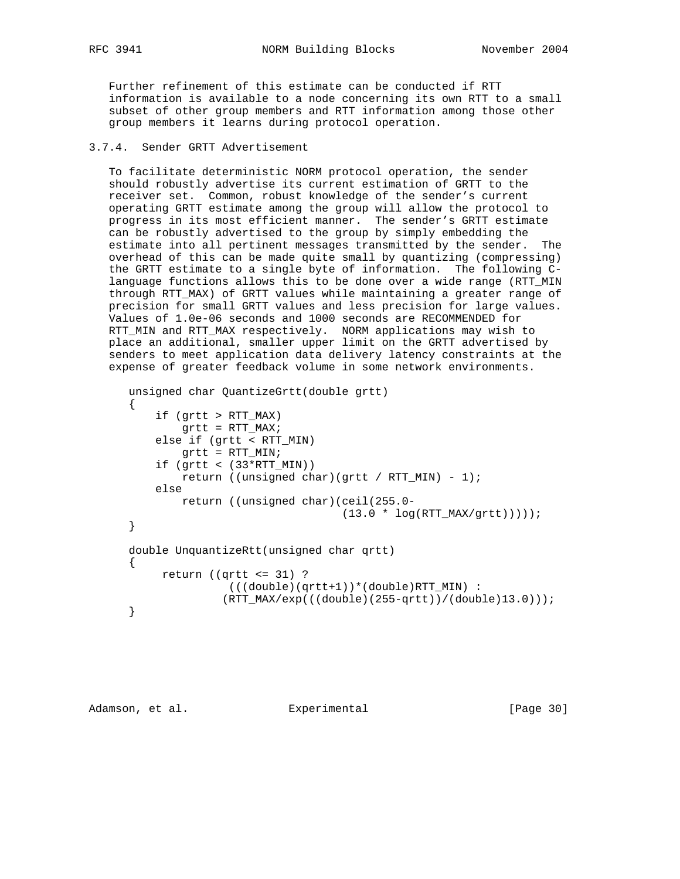Further refinement of this estimate can be conducted if RTT information is available to a node concerning its own RTT to a small subset of other group members and RTT information among those other group members it learns during protocol operation.

### 3.7.4. Sender GRTT Advertisement

To facilitate deterministic NORM protocol operation, the sender should robustly advertise its current estimation of GRTT to the receiver set. Common, robust knowledge of the sender's current operating GRTT estimate among the group will allow the protocol to progress in its most efficient manner. The sender's GRTT estimate can be robustly advertised to the group by simply embedding the estimate into all pertinent messages transmitted by the sender. The overhead of this can be made quite small by quantizing (compressing) the GRTT estimate to a single byte of information. The following C-language functions allows this to be done over a wide range (RTT_MIN through RTT_MAX) of GRTT values while maintaining a greater range of precision for small GRTT values and less precision for large values. Values of 1.0e-06 seconds and 1000 seconds are RECOMMENDED for RTT_MIN and RTT_MAX respectively. NORM applications may wish to place an additional, smaller upper limit on the GRTT advertised by senders to meet application data delivery latency constraints at the expense of greater feedback volume in some network environments.

```
unsigned char QuantizeGrtt(double grtt)
{
    if (grtt > RTT_MAX)
        grtt = RTT_MAX;
    else if (grtt < RTT_MIN)
        grtt = RTT_MIN;
    if (grtt < (33*RTT_MIN))
        return ((unsigned char)(grtt / RTT_MIN) - 1);
    else
        return ((unsigned char)(ceil(255.0-
                               (13.0 * log(RTT_MAX/grtt)))));
}

double UnquantizeRtt(unsigned char qrtt)
{
     return ((qrtt <= 31) ?
              (((double)(qrtt+1))*(double)RTT_MIN) :
             (RTT_MAX/exp(((double)(255-qrtt))/(double)13.0)));
}
```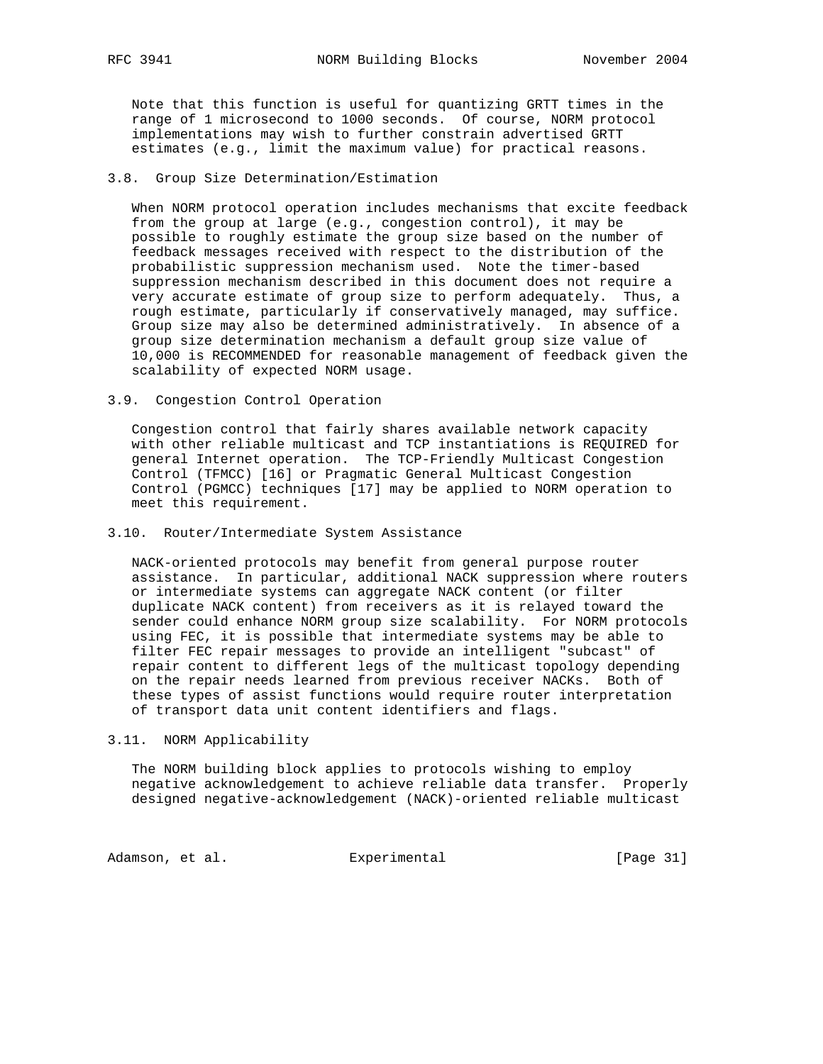Note that this function is useful for quantizing GRTT times in the range of 1 microsecond to 1000 seconds. Of course, NORM protocol implementations may wish to further constrain advertised GRTT estimates (e.g., limit the maximum value) for practical reasons.

### 3.8. Group Size Determination/Estimation

When NORM protocol operation includes mechanisms that excite feedback from the group at large (e.g., congestion control), it may be possible to roughly estimate the group size based on the number of feedback messages received with respect to the distribution of the probabilistic suppression mechanism used. Note the timer-based suppression mechanism described in this document does not require a very accurate estimate of group size to perform adequately. Thus, a rough estimate, particularly if conservatively managed, may suffice. Group size may also be determined administratively. In absence of a group size determination mechanism a default group size value of 10,000 is RECOMMENDED for reasonable management of feedback given the scalability of expected NORM usage.

### 3.9. Congestion Control Operation

Congestion control that fairly shares available network capacity with other reliable multicast and TCP instantiations is REQUIRED for general Internet operation. The TCP-Friendly Multicast Congestion Control (TFMCC) [16] or Pragmatic General Multicast Congestion Control (PGMCC) techniques [17] may be applied to NORM operation to meet this requirement.

### 3.10. Router/Intermediate System Assistance

NACK-oriented protocols may benefit from general purpose router assistance. In particular, additional NACK suppression where routers or intermediate systems can aggregate NACK content (or filter duplicate NACK content) from receivers as it is relayed toward the sender could enhance NORM group size scalability. For NORM protocols using FEC, it is possible that intermediate systems may be able to filter FEC repair messages to provide an intelligent "subcast" of repair content to different legs of the multicast topology depending on the repair needs learned from previous receiver NACKs. Both of these types of assist functions would require router interpretation of transport data unit content identifiers and flags.

### 3.11. NORM Applicability

The NORM building block applies to protocols wishing to employ negative acknowledgement to achieve reliable data transfer. Properly designed negative-acknowledgement (NACK)-oriented reliable multicast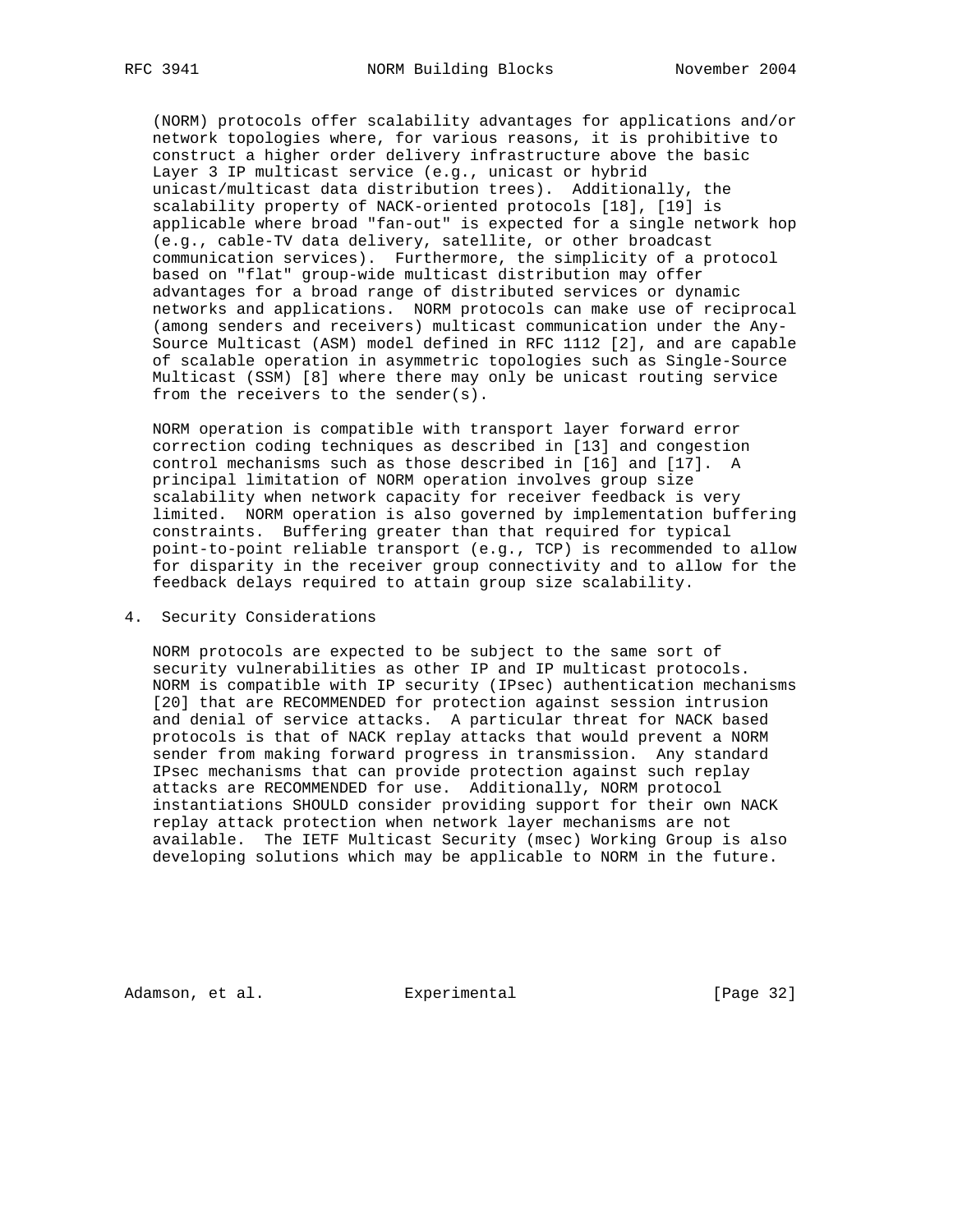(NORM) protocols offer scalability advantages for applications and/or network topologies where, for various reasons, it is prohibitive to construct a higher order delivery infrastructure above the basic Layer 3 IP multicast service (e.g., unicast or hybrid unicast/multicast data distribution trees). Additionally, the scalability property of NACK-oriented protocols [18], [19] is applicable where broad "fan-out" is expected for a single network hop (e.g., cable-TV data delivery, satellite, or other broadcast communication services). Furthermore, the simplicity of a protocol based on "flat" group-wide multicast distribution may offer advantages for a broad range of distributed services or dynamic networks and applications. NORM protocols can make use of reciprocal (among senders and receivers) multicast communication under the Any-Source Multicast (ASM) model defined in RFC 1112 [2], and are capable of scalable operation in asymmetric topologies such as Single-Source Multicast (SSM) [8] where there may only be unicast routing service from the receivers to the sender(s).

NORM operation is compatible with transport layer forward error correction coding techniques as described in [13] and congestion control mechanisms such as those described in [16] and [17]. A principal limitation of NORM operation involves group size scalability when network capacity for receiver feedback is very limited. NORM operation is also governed by implementation buffering constraints. Buffering greater than that required for typical point-to-point reliable transport (e.g., TCP) is recommended to allow for disparity in the receiver group connectivity and to allow for the feedback delays required to attain group size scalability.

## 4. Security Considerations

NORM protocols are expected to be subject to the same sort of security vulnerabilities as other IP and IP multicast protocols. NORM is compatible with IP security (IPsec) authentication mechanisms [20] that are RECOMMENDED for protection against session intrusion and denial of service attacks. A particular threat for NACK based protocols is that of NACK replay attacks that would prevent a NORM sender from making forward progress in transmission. Any standard IPsec mechanisms that can provide protection against such replay attacks are RECOMMENDED for use. Additionally, NORM protocol instantiations SHOULD consider providing support for their own NACK replay attack protection when network layer mechanisms are not available. The IETF Multicast Security (msec) Working Group is also developing solutions which may be applicable to NORM in the future.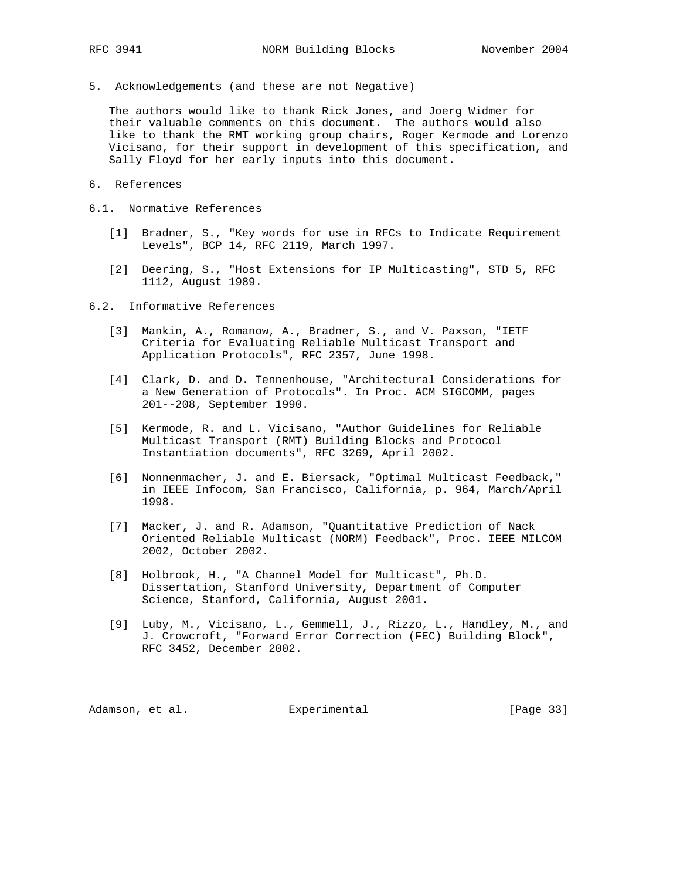## 5. Acknowledgements (and these are not Negative)

The authors would like to thank Rick Jones, and Joerg Widmer for their valuable comments on this document. The authors would also like to thank the RMT working group chairs, Roger Kermode and Lorenzo Vicisano, for their support in development of this specification, and Sally Floyd for her early inputs into this document.

## 6. References

### 6.1. Normative References

[1] Bradner, S., "Key words for use in RFCs to Indicate Requirement Levels", BCP 14, RFC 2119, March 1997.

[2] Deering, S., "Host Extensions for IP Multicasting", STD 5, RFC 1112, August 1989.

### 6.2. Informative References

[3] Mankin, A., Romanow, A., Bradner, S., and V. Paxson, "IETF Criteria for Evaluating Reliable Multicast Transport and Application Protocols", RFC 2357, June 1998.

[4] Clark, D. and D. Tennenhouse, "Architectural Considerations for a New Generation of Protocols". In Proc. ACM SIGCOMM, pages 201--208, September 1990.

[5] Kermode, R. and L. Vicisano, "Author Guidelines for Reliable Multicast Transport (RMT) Building Blocks and Protocol Instantiation documents", RFC 3269, April 2002.

[6] Nonnenmacher, J. and E. Biersack, "Optimal Multicast Feedback," in IEEE Infocom, San Francisco, California, p. 964, March/April 1998.

[7] Macker, J. and R. Adamson, "Quantitative Prediction of Nack Oriented Reliable Multicast (NORM) Feedback", Proc. IEEE MILCOM 2002, October 2002.

[8] Holbrook, H., "A Channel Model for Multicast", Ph.D. Dissertation, Stanford University, Department of Computer Science, Stanford, California, August 2001.

[9] Luby, M., Vicisano, L., Gemmell, J., Rizzo, L., Handley, M., and J. Crowcroft, "Forward Error Correction (FEC) Building Block", RFC 3452, December 2002.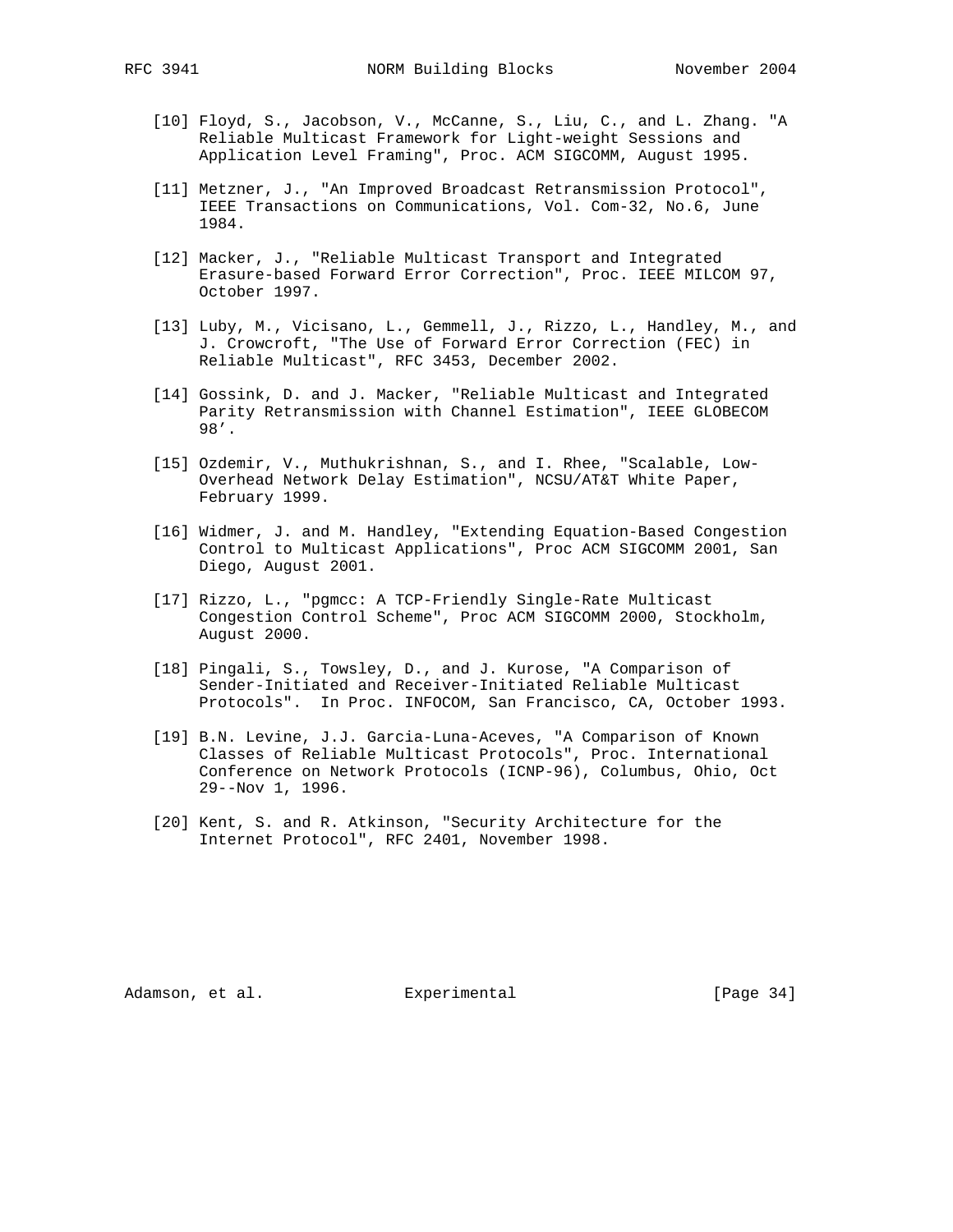[10] Floyd, S., Jacobson, V., McCanne, S., Liu, C., and L. Zhang. "A Reliable Multicast Framework for Light-weight Sessions and Application Level Framing", Proc. ACM SIGCOMM, August 1995.

[11] Metzner, J., "An Improved Broadcast Retransmission Protocol", IEEE Transactions on Communications, Vol. Com-32, No.6, June 1984.

[12] Macker, J., "Reliable Multicast Transport and Integrated Erasure-based Forward Error Correction", Proc. IEEE MILCOM 97, October 1997.

[13] Luby, M., Vicisano, L., Gemmell, J., Rizzo, L., Handley, M., and J. Crowcroft, "The Use of Forward Error Correction (FEC) in Reliable Multicast", RFC 3453, December 2002.

[14] Gossink, D. and J. Macker, "Reliable Multicast and Integrated Parity Retransmission with Channel Estimation", IEEE GLOBECOM 98'.

[15] Ozdemir, V., Muthukrishnan, S., and I. Rhee, "Scalable, Low-Overhead Network Delay Estimation", NCSU/AT&T White Paper, February 1999.

[16] Widmer, J. and M. Handley, "Extending Equation-Based Congestion Control to Multicast Applications", Proc ACM SIGCOMM 2001, San Diego, August 2001.

[17] Rizzo, L., "pgmcc: A TCP-Friendly Single-Rate Multicast Congestion Control Scheme", Proc ACM SIGCOMM 2000, Stockholm, August 2000.

[18] Pingali, S., Towsley, D., and J. Kurose, "A Comparison of Sender-Initiated and Receiver-Initiated Reliable Multicast Protocols". In Proc. INFOCOM, San Francisco, CA, October 1993.

[19] B.N. Levine, J.J. Garcia-Luna-Aceves, "A Comparison of Known Classes of Reliable Multicast Protocols", Proc. International Conference on Network Protocols (ICNP-96), Columbus, Ohio, Oct 29--Nov 1, 1996.

[20] Kent, S. and R. Atkinson, "Security Architecture for the Internet Protocol", RFC 2401, November 1998.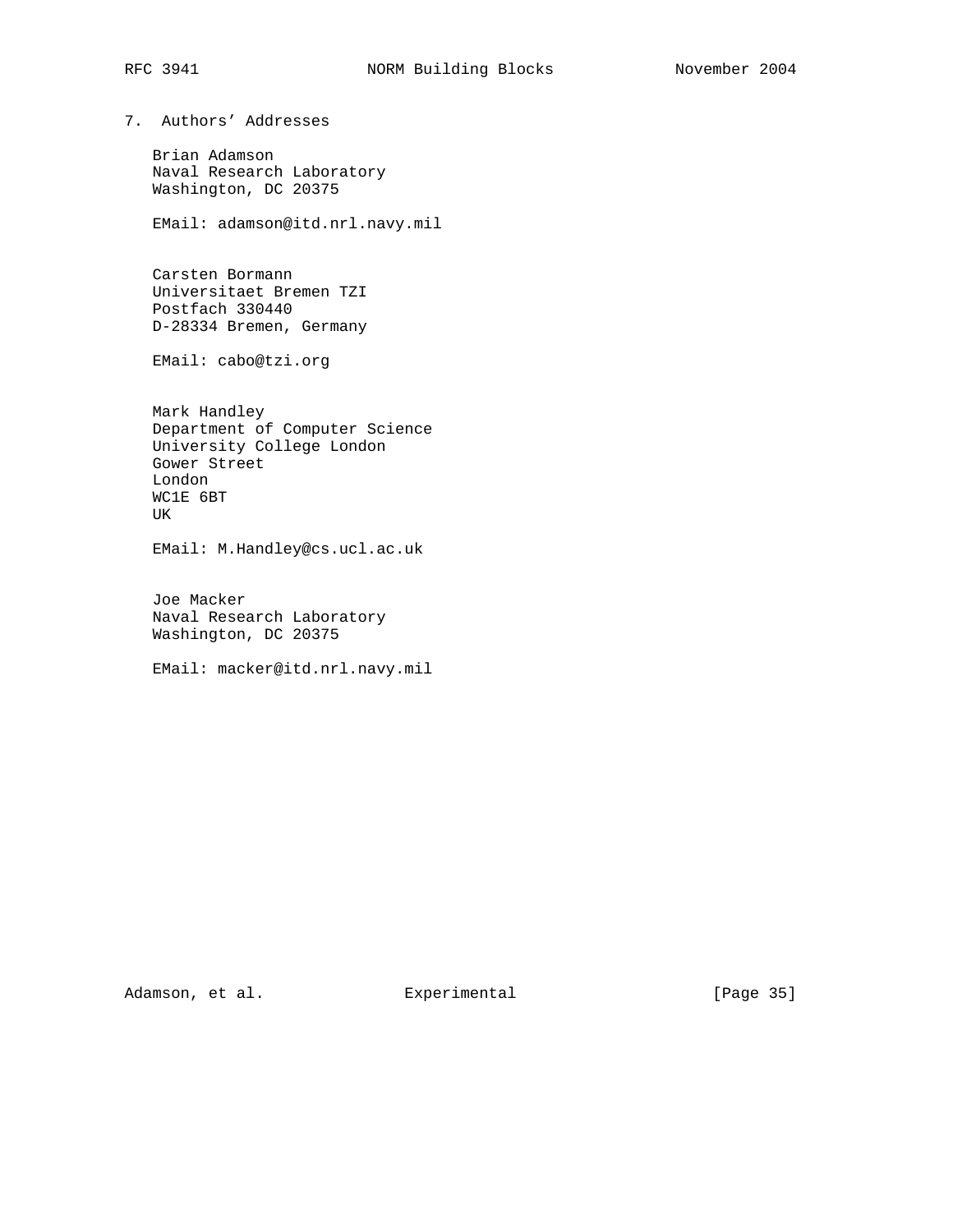## 7. Authors' Addresses

Brian Adamson
Naval Research Laboratory
Washington, DC 20375

EMail: adamson@itd.nrl.navy.mil

Carsten Bormann
Universitaet Bremen TZI
Postfach 330440
D-28334 Bremen, Germany

EMail: cabo@tzi.org

Mark Handley
Department of Computer Science
University College London
Gower Street
London
WC1E 6BT
UK

EMail: M.Handley@cs.ucl.ac.uk

Joe Macker
Naval Research Laboratory
Washington, DC 20375

EMail: macker@itd.nrl.navy.mil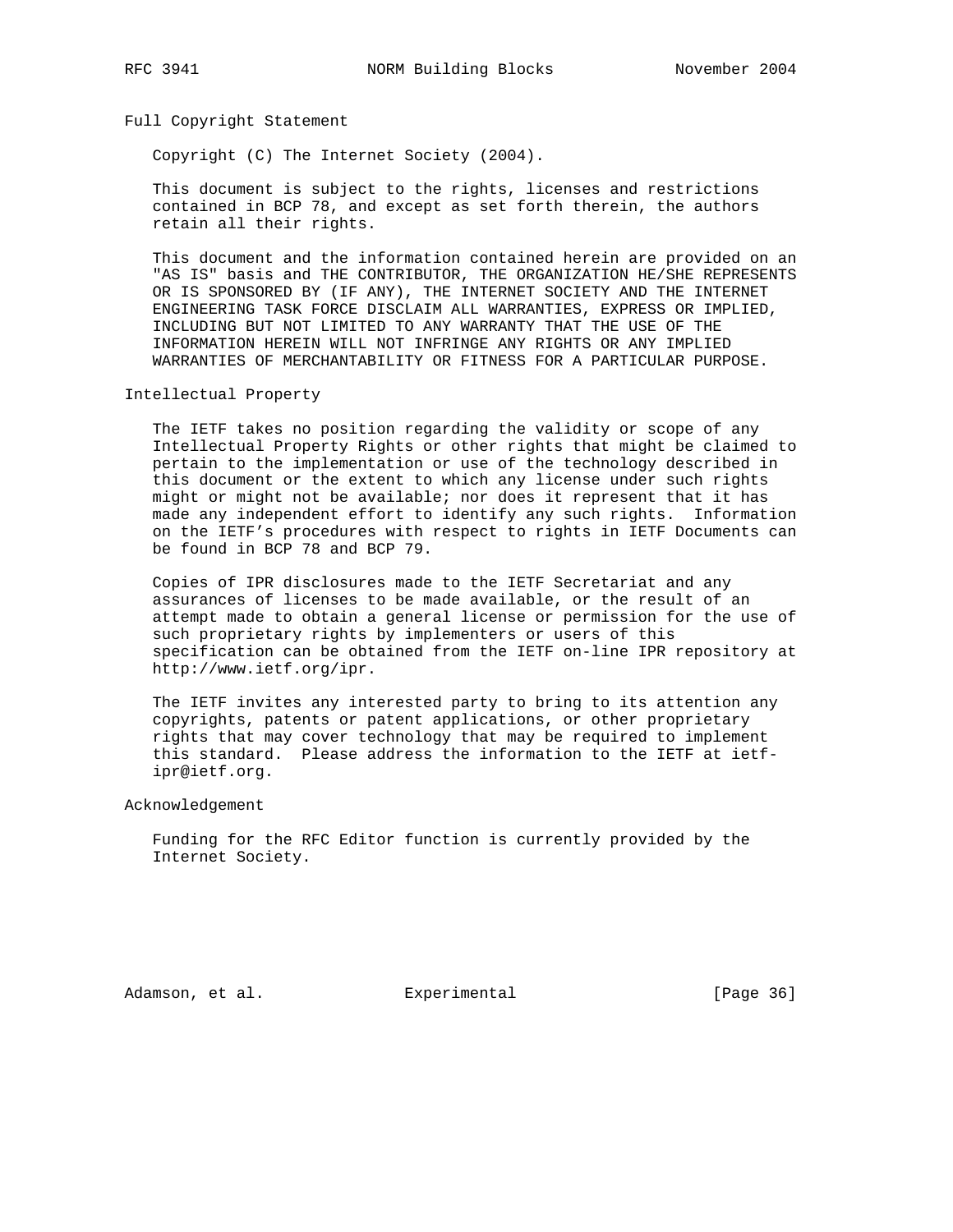## Full Copyright Statement

Copyright (C) The Internet Society (2004).

This document is subject to the rights, licenses and restrictions contained in BCP 78, and except as set forth therein, the authors retain all their rights.

This document and the information contained herein are provided on an "AS IS" basis and THE CONTRIBUTOR, THE ORGANIZATION HE/SHE REPRESENTS OR IS SPONSORED BY (IF ANY), THE INTERNET SOCIETY AND THE INTERNET ENGINEERING TASK FORCE DISCLAIM ALL WARRANTIES, EXPRESS OR IMPLIED, INCLUDING BUT NOT LIMITED TO ANY WARRANTY THAT THE USE OF THE INFORMATION HEREIN WILL NOT INFRINGE ANY RIGHTS OR ANY IMPLIED WARRANTIES OF MERCHANTABILITY OR FITNESS FOR A PARTICULAR PURPOSE.

## Intellectual Property

The IETF takes no position regarding the validity or scope of any Intellectual Property Rights or other rights that might be claimed to pertain to the implementation or use of the technology described in this document or the extent to which any license under such rights might or might not be available; nor does it represent that it has made any independent effort to identify any such rights. Information on the IETF's procedures with respect to rights in IETF Documents can be found in BCP 78 and BCP 79.

Copies of IPR disclosures made to the IETF Secretariat and any assurances of licenses to be made available, or the result of an attempt made to obtain a general license or permission for the use of such proprietary rights by implementers or users of this specification can be obtained from the IETF on-line IPR repository at http://www.ietf.org/ipr.

The IETF invites any interested party to bring to its attention any copyrights, patents or patent applications, or other proprietary rights that may cover technology that may be required to implement this standard. Please address the information to the IETF at ietf-ipr@ietf.org.

## Acknowledgement

Funding for the RFC Editor function is currently provided by the Internet Society.